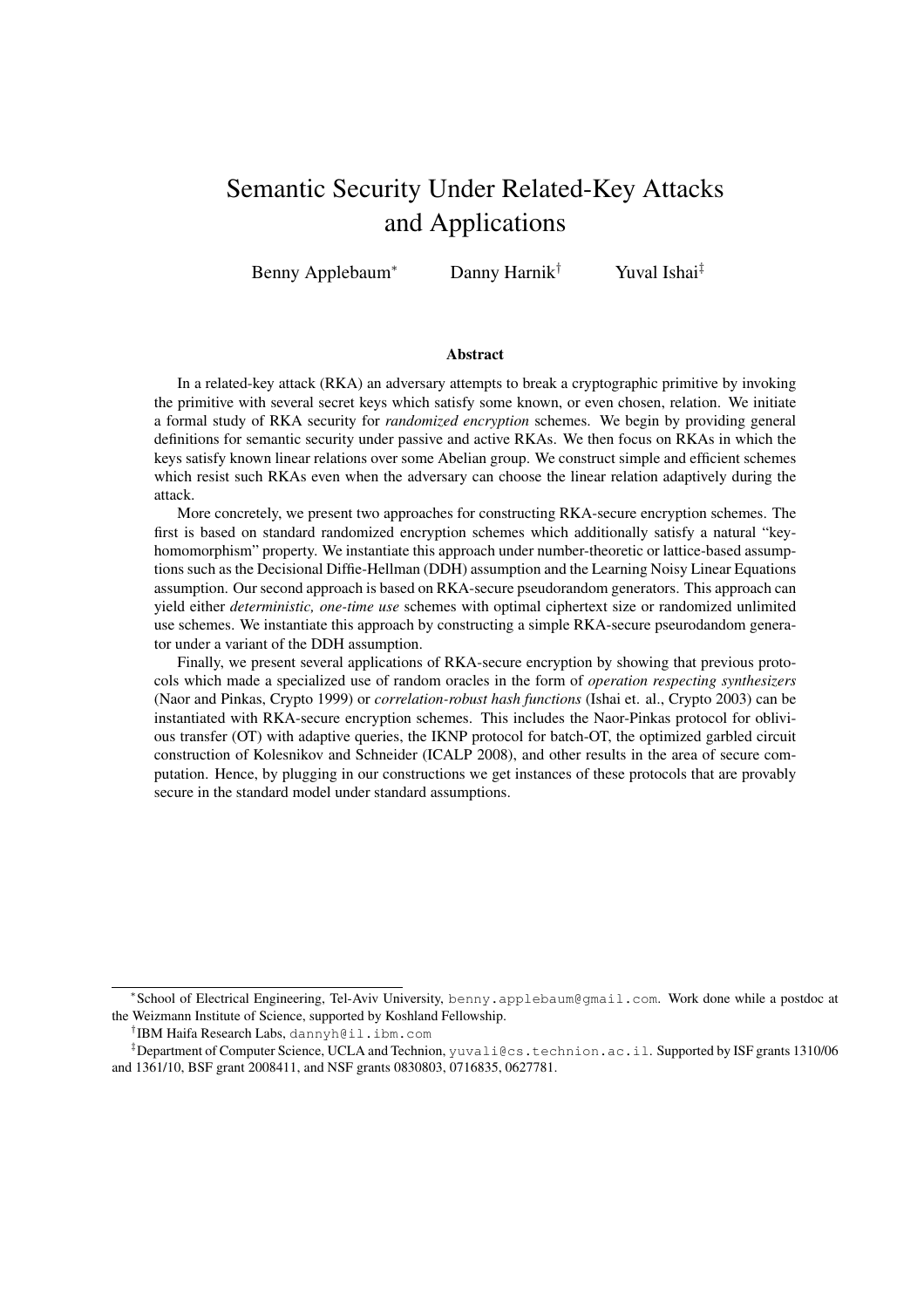# Semantic Security Under Related-Key Attacks and Applications

Benny Applebaum[*] Danny Harnik[†] Yuval Ishai[‡]

### Abstract

In a related-key attack (RKA) an adversary attempts to break a cryptographic primitive by invoking the primitive with several secret keys which satisfy some known, or even chosen, relation. We initiate a formal study of RKA security for *randomized encryption* schemes. We begin by providing general definitions for semantic security under passive and active RKAs. We then focus on RKAs in which the keys satisfy known linear relations over some Abelian group. We construct simple and efficient schemes which resist such RKAs even when the adversary can choose the linear relation adaptively during the attack.

More concretely, we present two approaches for constructing RKA-secure encryption schemes. The first is based on standard randomized encryption schemes which additionally satisfy a natural "key-homomorphism" property. We instantiate this approach under number-theoretic or lattice-based assumptions such as the Decisional Diffie-Hellman (DDH) assumption and the Learning Noisy Linear Equations assumption. Our second approach is based on RKA-secure pseudorandom generators. This approach can yield either *deterministic, one-time use* schemes with optimal ciphertext size or randomized unlimited use schemes. We instantiate this approach by constructing a simple RKA-secure pseurodandom generator under a variant of the DDH assumption.

Finally, we present several applications of RKA-secure encryption by showing that previous protocols which made a specialized use of random oracles in the form of *operation respecting synthesizers* (Naor and Pinkas, Crypto 1999) or *correlation-robust hash functions* (Ishai et. al., Crypto 2003) can be instantiated with RKA-secure encryption schemes. This includes the Naor-Pinkas protocol for oblivious transfer (OT) with adaptive queries, the IKNP protocol for batch-OT, the optimized garbled circuit construction of Kolesnikov and Schneider (ICALP 2008), and other results in the area of secure computation. Hence, by plugging in our constructions we get instances of these protocols that are provably secure in the standard model under standard assumptions.

---

[*] School of Electrical Engineering, Tel-Aviv University, benny.applebaum@gmail.com. Work done while a postdoc at the Weizmann Institute of Science, supported by Koshland Fellowship.

[†] IBM Haifa Research Labs, dannyh@il.ibm.com

[‡] Department of Computer Science, UCLA and Technion, yuvali@cs.technion.ac.il. Supported by ISF grants 1310/06 and 1361/10, BSF grant 2008411, and NSF grants 0830803, 0716835, 0627781.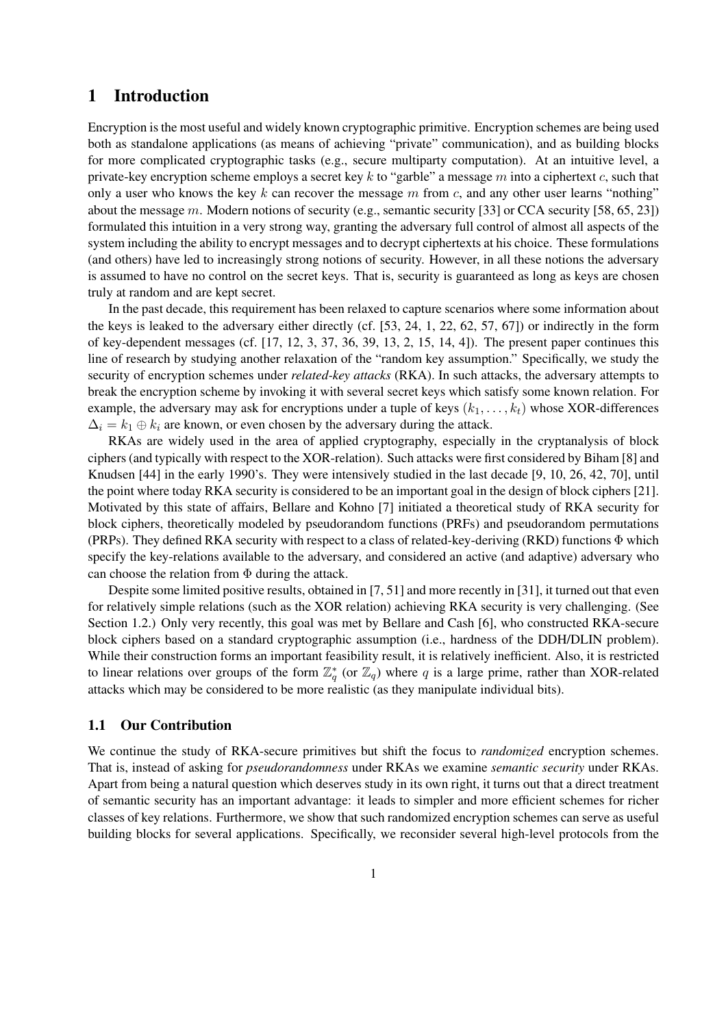# 1 Introduction

Encryption is the most useful and widely known cryptographic primitive. Encryption schemes are being used both as standalone applications (as means of achieving "private" communication), and as building blocks for more complicated cryptographic tasks (e.g., secure multiparty computation). At an intuitive level, a private-key encryption scheme employs a secret key $k$ to "garble" a message $m$ into a ciphertext $c$, such that only a user who knows the key $k$ can recover the message $m$ from $c$, and any other user learns "nothing" about the message $m$. Modern notions of security (e.g., semantic security [33] or CCA security [58, 65, 23]) formulated this intuition in a very strong way, granting the adversary full control of almost all aspects of the system including the ability to encrypt messages and to decrypt ciphertexts at his choice. These formulations (and others) have led to increasingly strong notions of security. However, in all these notions the adversary is assumed to have no control on the secret keys. That is, security is guaranteed as long as keys are chosen truly at random and are kept secret.

In the past decade, this requirement has been relaxed to capture scenarios where some information about the keys is leaked to the adversary either directly (cf. [53, 24, 1, 22, 62, 57, 67]) or indirectly in the form of key-dependent messages (cf. [17, 12, 3, 37, 36, 39, 13, 2, 15, 14, 4]). The present paper continues this line of research by studying another relaxation of the "random key assumption." Specifically, we study the security of encryption schemes under *related-key attacks* (RKA). In such attacks, the adversary attempts to break the encryption scheme by invoking it with several secret keys which satisfy some known relation. For example, the adversary may ask for encryptions under a tuple of keys $(k_1, \dots, k_t)$ whose XOR-differences $\Delta_i = k_1 \oplus k_i$ are known, or even chosen by the adversary during the attack.

RKAs are widely used in the area of applied cryptography, especially in the cryptanalysis of block ciphers (and typically with respect to the XOR-relation). Such attacks were first considered by Biham [8] and Knudsen [44] in the early 1990's. They were intensively studied in the last decade [9, 10, 26, 42, 70], until the point where today RKA security is considered to be an important goal in the design of block ciphers [21]. Motivated by this state of affairs, Bellare and Kohno [7] initiated a theoretical study of RKA security for block ciphers, theoretically modeled by pseudorandom functions (PRFs) and pseudorandom permutations (PRPs). They defined RKA security with respect to a class of related-key-deriving (RKD) functions $\Phi$ which specify the key-relations available to the adversary, and considered an active (and adaptive) adversary who can choose the relation from $\Phi$ during the attack.

Despite some limited positive results, obtained in [7, 51] and more recently in [31], it turned out that even for relatively simple relations (such as the XOR relation) achieving RKA security is very challenging. (See Section 1.2.) Only very recently, this goal was met by Bellare and Cash [6], who constructed RKA-secure block ciphers based on a standard cryptographic assumption (i.e., hardness of the DDH/DLIN problem). While their construction forms an important feasibility result, it is relatively inefficient. Also, it is restricted to linear relations over groups of the form $\mathbb{Z}_q^*$ (or $\mathbb{Z}_q$) where $q$ is a large prime, rather than XOR-related attacks which may be considered to be more realistic (as they manipulate individual bits).

## 1.1 Our Contribution

We continue the study of RKA-secure primitives but shift the focus to *randomized* encryption schemes. That is, instead of asking for *pseudorandomness* under RKAs we examine *semantic security* under RKAs. Apart from being a natural question which deserves study in its own right, it turns out that a direct treatment of semantic security has an important advantage: it leads to simpler and more efficient schemes for richer classes of key relations. Furthermore, we show that such randomized encryption schemes can serve as useful building blocks for several applications. Specifically, we reconsider several high-level protocols from the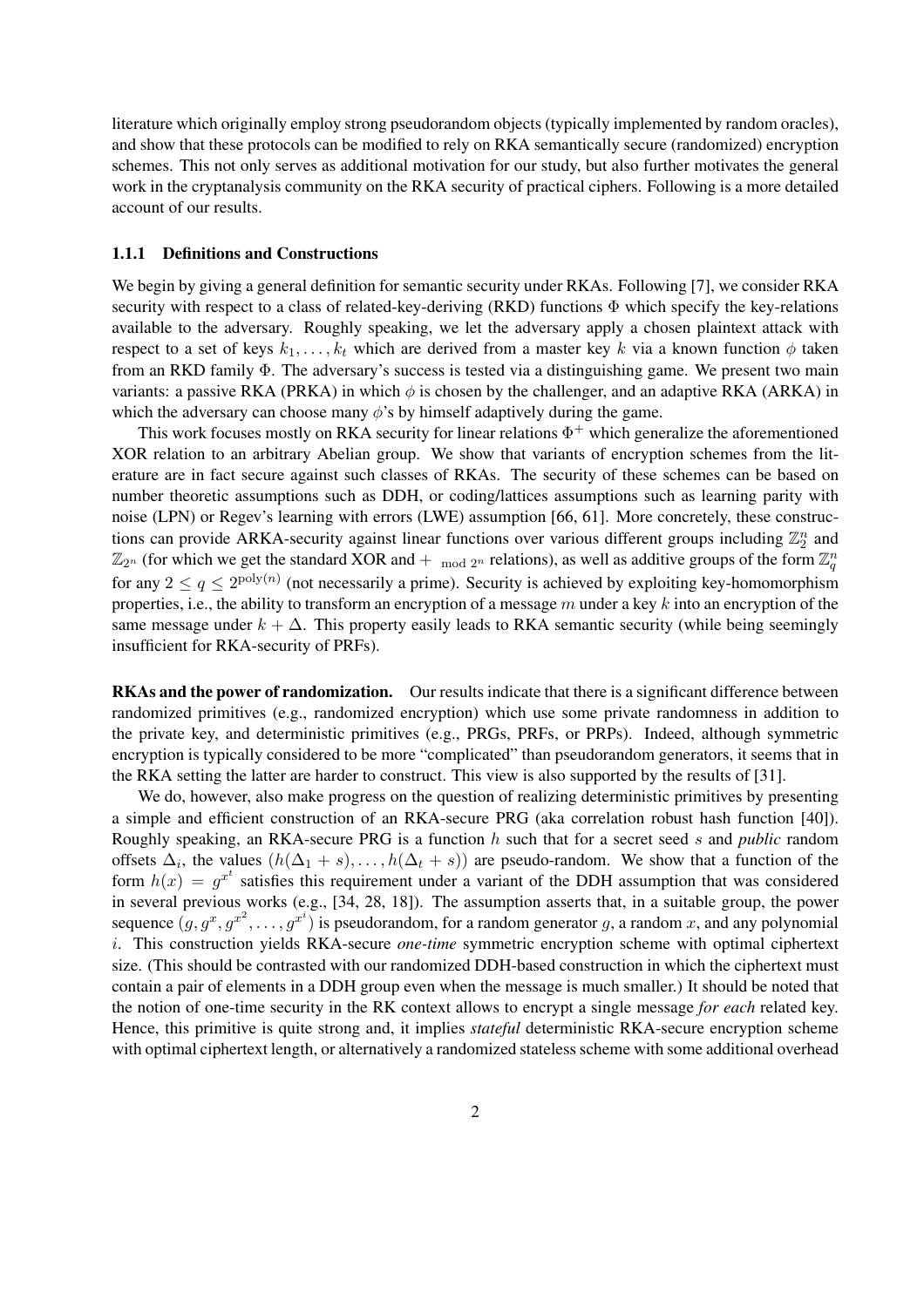literature which originally employ strong pseudorandom objects (typically implemented by random oracles), and show that these protocols can be modified to rely on RKA semantically secure (randomized) encryption schemes. This not only serves as additional motivation for our study, but also further motivates the general work in the cryptanalysis community on the RKA security of practical ciphers. Following is a more detailed account of our results.

### 1.1.1 Definitions and Constructions

We begin by giving a general definition for semantic security under RKAs. Following [7], we consider RKA security with respect to a class of related-key-deriving (RKD) functions $\Phi$ which specify the key-relations available to the adversary. Roughly speaking, we let the adversary apply a chosen plaintext attack with respect to a set of keys $k_1, \ldots, k_t$ which are derived from a master key $k$ via a known function $\phi$ taken from an RKD family $\Phi$. The adversary's success is tested via a distinguishing game. We present two main variants: a passive RKA (PRKA) in which $\phi$ is chosen by the challenger, and an adaptive RKA (ARKA) in which the adversary can choose many $\phi$'s by himself adaptively during the game.

This work focuses mostly on RKA security for linear relations $\Phi^+$ which generalize the aforementioned XOR relation to an arbitrary Abelian group. We show that variants of encryption schemes from the literature are in fact secure against such classes of RKAs. The security of these schemes can be based on number theoretic assumptions such as DDH, or coding/lattices assumptions such as learning parity with noise (LPN) or Regev's learning with errors (LWE) assumption [66, 61]. More concretely, these constructions can provide ARKA-security against linear functions over various different groups including $\mathbb{Z}_2^n$ and $\mathbb{Z}_{2^n}$ (for which we get the standard XOR and $+_{\mod 2^n}$ relations), as well as additive groups of the form $\mathbb{Z}_q^n$ for any $2 \leq q \leq 2^{\mathrm{poly}(n)}$ (not necessarily a prime). Security is achieved by exploiting key-homomorphism properties, i.e., the ability to transform an encryption of a message $m$ under a key $k$ into an encryption of the same message under $k + \Delta$. This property easily leads to RKA semantic security (while being seemingly insufficient for RKA-security of PRFs).

**RKAs and the power of randomization.** Our results indicate that there is a significant difference between randomized primitives (e.g., randomized encryption) which use some private randomness in addition to the private key, and deterministic primitives (e.g., PRGs, PRFs, or PRPs). Indeed, although symmetric encryption is typically considered to be more "complicated" than pseudorandom generators, it seems that in the RKA setting the latter are harder to construct. This view is also supported by the results of [31].

We do, however, also make progress on the question of realizing deterministic primitives by presenting a simple and efficient construction of an RKA-secure PRG (aka correlation robust hash function [40]). Roughly speaking, an RKA-secure PRG is a function $h$ such that for a secret seed $s$ and *public* random offsets $\Delta_i$, the values $(h(\Delta_1 + s), \ldots, h(\Delta_t + s))$ are pseudo-random. We show that a function of the form $h(x) = g^{x^t}$ satisfies this requirement under a variant of the DDH assumption that was considered in several previous works (e.g., [34, 28, 18]). The assumption asserts that, in a suitable group, the power sequence $(g, g^x, g^{x^2}, \ldots, g^{x^i})$ is pseudorandom, for a random generator $g$, a random $x$, and any polynomial $i$. This construction yields RKA-secure *one-time* symmetric encryption scheme with optimal ciphertext size. (This should be contrasted with our randomized DDH-based construction in which the ciphertext must contain a pair of elements in a DDH group even when the message is much smaller.) It should be noted that the notion of one-time security in the RK context allows to encrypt a single message *for each* related key. Hence, this primitive is quite strong and, it implies *stateful* deterministic RKA-secure encryption scheme with optimal ciphertext length, or alternatively a randomized stateless scheme with some additional overhead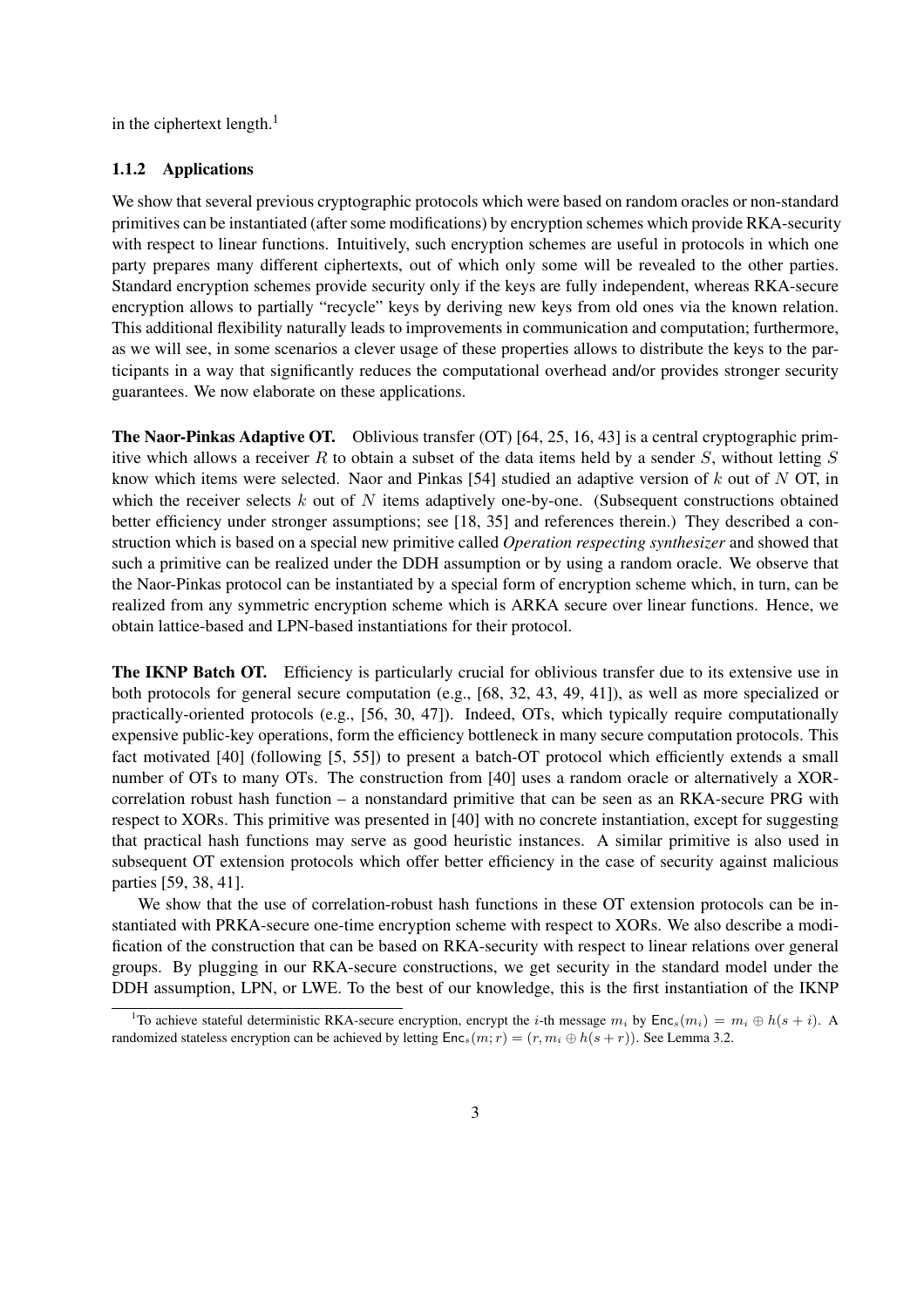in the ciphertext length.[1]

### 1.1.2 Applications

We show that several previous cryptographic protocols which were based on random oracles or non-standard primitives can be instantiated (after some modifications) by encryption schemes which provide RKA-security with respect to linear functions. Intuitively, such encryption schemes are useful in protocols in which one party prepares many different ciphertexts, out of which only some will be revealed to the other parties. Standard encryption schemes provide security only if the keys are fully independent, whereas RKA-secure encryption allows to partially "recycle" keys by deriving new keys from old ones via the known relation. This additional flexibility naturally leads to improvements in communication and computation; furthermore, as we will see, in some scenarios a clever usage of these properties allows to distribute the keys to the participants in a way that significantly reduces the computational overhead and/or provides stronger security guarantees. We now elaborate on these applications.

**The Naor-Pinkas Adaptive OT.** Oblivious transfer (OT) [64, 25, 16, 43] is a central cryptographic primitive which allows a receiver $R$ to obtain a subset of the data items held by a sender $S$, without letting $S$ know which items were selected. Naor and Pinkas [54] studied an adaptive version of $k$ out of $N$ OT, in which the receiver selects $k$ out of $N$ items adaptively one-by-one. (Subsequent constructions obtained better efficiency under stronger assumptions; see [18, 35] and references therein.) They described a construction which is based on a special new primitive called *Operation respecting synthesizer* and showed that such a primitive can be realized under the DDH assumption or by using a random oracle. We observe that the Naor-Pinkas protocol can be instantiated by a special form of encryption scheme which, in turn, can be realized from any symmetric encryption scheme which is ARKA secure over linear functions. Hence, we obtain lattice-based and LPN-based instantiations for their protocol.

**The IKNP Batch OT.** Efficiency is particularly crucial for oblivious transfer due to its extensive use in both protocols for general secure computation (e.g., [68, 32, 43, 49, 41]), as well as more specialized or practically-oriented protocols (e.g., [56, 30, 47]). Indeed, OTs, which typically require computationally expensive public-key operations, form the efficiency bottleneck in many secure computation protocols. This fact motivated [40] (following [5, 55]) to present a batch-OT protocol which efficiently extends a small number of OTs to many OTs. The construction from [40] uses a random oracle or alternatively a XOR-correlation robust hash function – a nonstandard primitive that can be seen as an RKA-secure PRG with respect to XORs. This primitive was presented in [40] with no concrete instantiation, except for suggesting that practical hash functions may serve as good heuristic instances. A similar primitive is also used in subsequent OT extension protocols which offer better efficiency in the case of security against malicious parties [59, 38, 41].

We show that the use of correlation-robust hash functions in these OT extension protocols can be instantiated with PRKA-secure one-time encryption scheme with respect to XORs. We also describe a modification of the construction that can be based on RKA-security with respect to linear relations over general groups. By plugging in our RKA-secure constructions, we get security in the standard model under the DDH assumption, LPN, or LWE. To the best of our knowledge, this is the first instantiation of the IKNP

[1] To achieve stateful deterministic RKA-secure encryption, encrypt the $i$-th message $m_i$ by $\mathsf{Enc}_s(m_i) = m_i \oplus h(s+i)$. A randomized stateless encryption can be achieved by letting $\mathsf{Enc}_s(m; r) = (r, m_i \oplus h(s+r))$. See Lemma 3.2.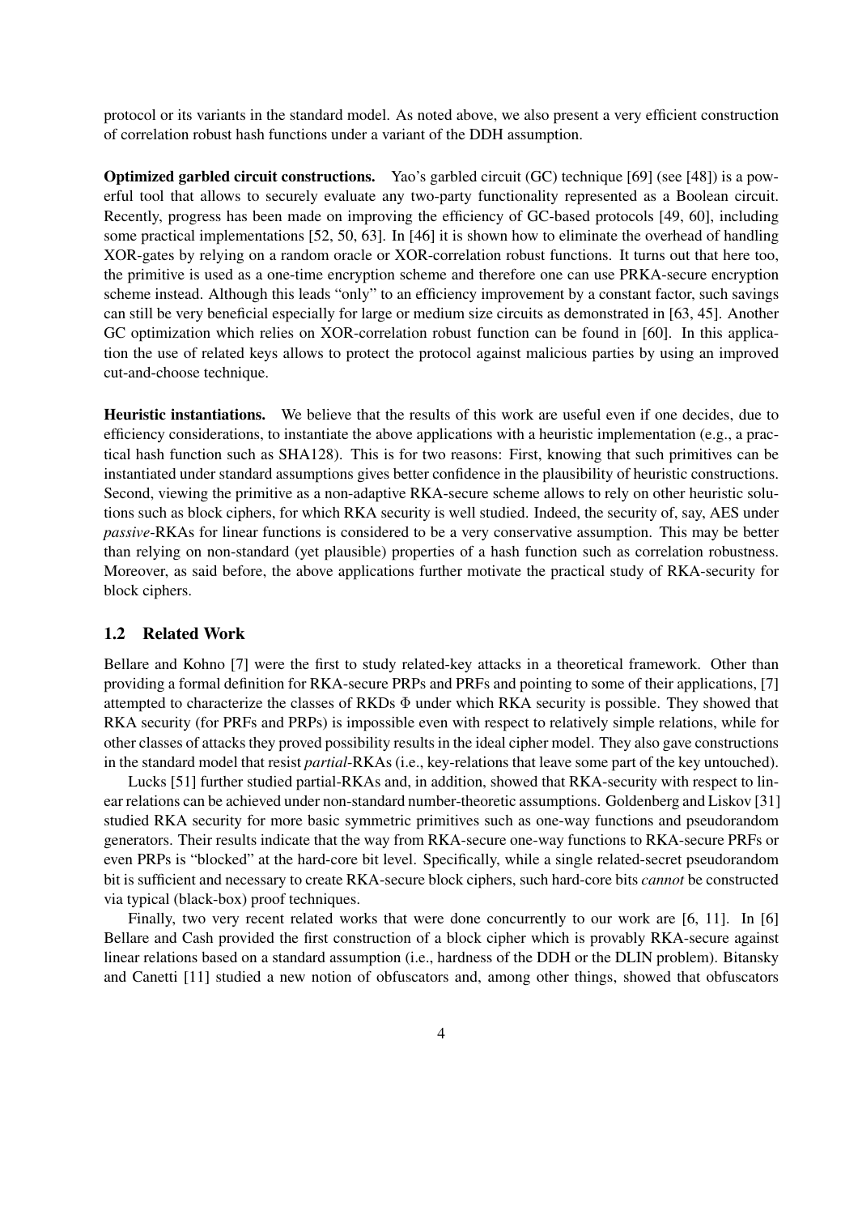protocol or its variants in the standard model. As noted above, we also present a very efficient construction of correlation robust hash functions under a variant of the DDH assumption.

**Optimized garbled circuit constructions.** Yao's garbled circuit (GC) technique [69] (see [48]) is a powerful tool that allows to securely evaluate any two-party functionality represented as a Boolean circuit. Recently, progress has been made on improving the efficiency of GC-based protocols [49, 60], including some practical implementations [52, 50, 63]. In [46] it is shown how to eliminate the overhead of handling XOR-gates by relying on a random oracle or XOR-correlation robust functions. It turns out that here too, the primitive is used as a one-time encryption scheme and therefore one can use PRKA-secure encryption scheme instead. Although this leads "only" to an efficiency improvement by a constant factor, such savings can still be very beneficial especially for large or medium size circuits as demonstrated in [63, 45]. Another GC optimization which relies on XOR-correlation robust function can be found in [60]. In this application the use of related keys allows to protect the protocol against malicious parties by using an improved cut-and-choose technique.

**Heuristic instantiations.** We believe that the results of this work are useful even if one decides, due to efficiency considerations, to instantiate the above applications with a heuristic implementation (e.g., a practical hash function such as SHA128). This is for two reasons: First, knowing that such primitives can be instantiated under standard assumptions gives better confidence in the plausibility of heuristic constructions. Second, viewing the primitive as a non-adaptive RKA-secure scheme allows to rely on other heuristic solutions such as block ciphers, for which RKA security is well studied. Indeed, the security of, say, AES under *passive*-RKAs for linear functions is considered to be a very conservative assumption. This may be better than relying on non-standard (yet plausible) properties of a hash function such as correlation robustness. Moreover, as said before, the above applications further motivate the practical study of RKA-security for block ciphers.

## 1.2 Related Work

Bellare and Kohno [7] were the first to study related-key attacks in a theoretical framework. Other than providing a formal definition for RKA-secure PRPs and PRFs and pointing to some of their applications, [7] attempted to characterize the classes of RKDs $\Phi$ under which RKA security is possible. They showed that RKA security (for PRFs and PRPs) is impossible even with respect to relatively simple relations, while for other classes of attacks they proved possibility results in the ideal cipher model. They also gave constructions in the standard model that resist *partial*-RKAs (i.e., key-relations that leave some part of the key untouched).

Lucks [51] further studied partial-RKAs and, in addition, showed that RKA-security with respect to linear relations can be achieved under non-standard number-theoretic assumptions. Goldenberg and Liskov [31] studied RKA security for more basic symmetric primitives such as one-way functions and pseudorandom generators. Their results indicate that the way from RKA-secure one-way functions to RKA-secure PRFs or even PRPs is "blocked" at the hard-core bit level. Specifically, while a single related-secret pseudorandom bit is sufficient and necessary to create RKA-secure block ciphers, such hard-core bits *cannot* be constructed via typical (black-box) proof techniques.

Finally, two very recent related works that were done concurrently to our work are [6, 11]. In [6] Bellare and Cash provided the first construction of a block cipher which is provably RKA-secure against linear relations based on a standard assumption (i.e., hardness of the DDH or the DLIN problem). Bitansky and Canetti [11] studied a new notion of obfuscators and, among other things, showed that obfuscators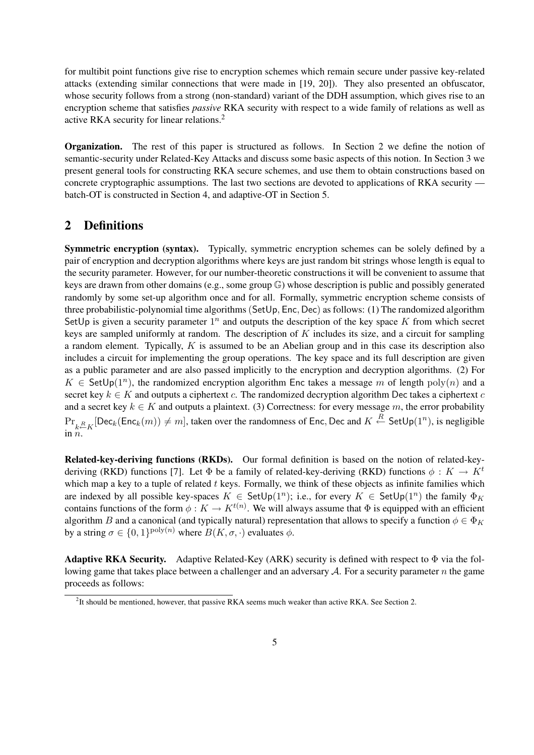for multibit point functions give rise to encryption schemes which remain secure under passive key-related attacks (extending similar connections that were made in [19, 20]). They also presented an obfuscator, whose security follows from a strong (non-standard) variant of the DDH assumption, which gives rise to an encryption scheme that satisfies *passive* RKA security with respect to a wide family of relations as well as active RKA security for linear relations.[2]

**Organization.** The rest of this paper is structured as follows. In Section 2 we define the notion of semantic-security under Related-Key Attacks and discuss some basic aspects of this notion. In Section 3 we present general tools for constructing RKA secure schemes, and use them to obtain constructions based on concrete cryptographic assumptions. The last two sections are devoted to applications of RKA security — batch-OT is constructed in Section 4, and adaptive-OT in Section 5.

## 2 Definitions

**Symmetric encryption (syntax).** Typically, symmetric encryption schemes can be solely defined by a pair of encryption and decryption algorithms where keys are just random bit strings whose length is equal to the security parameter. However, for our number-theoretic constructions it will be convenient to assume that keys are drawn from other domains (e.g., some group $\mathbb{G}$) whose description is public and possibly generated randomly by some set-up algorithm once and for all. Formally, symmetric encryption scheme consists of three probabilistic-polynomial time algorithms $(\mathsf{SetUp}, \mathsf{Enc}, \mathsf{Dec})$ as follows: (1) The randomized algorithm $\mathsf{SetUp}$ is given a security parameter $1^n$ and outputs the description of the key space $K$ from which secret keys are sampled uniformly at random. The description of $K$ includes its size, and a circuit for sampling a random element. Typically, $K$ is assumed to be an Abelian group and in this case its description also includes a circuit for implementing the group operations. The key space and its full description are given as a public parameter and are also passed implicitly to the encryption and decryption algorithms. (2) For $K \in \mathsf{SetUp}(1^n)$, the randomized encryption algorithm $\mathsf{Enc}$ takes a message $m$ of length $\mathrm{poly}(n)$ and a secret key $k \in K$ and outputs a ciphertext $c$. The randomized decryption algorithm $\mathsf{Dec}$ takes a ciphertext $c$ and a secret key $k \in K$ and outputs a plaintext. (3) Correctness: for every message $m$, the error probability $\Pr_{k \xleftarrow{R} K}[\mathsf{Dec}_k(\mathsf{Enc}_k(m)) \neq m]$, taken over the randomness of $\mathsf{Enc}, \mathsf{Dec}$ and $K \xleftarrow{R} \mathsf{SetUp}(1^n)$, is negligible in $n$.

**Related-key-deriving functions (RKDs).** Our formal definition is based on the notion of related-key-deriving (RKD) functions [7]. Let $\Phi$ be a family of related-key-deriving (RKD) functions $\phi : K \to K^t$ which map a key to a tuple of related $t$ keys. Formally, we think of these objects as infinite families which are indexed by all possible key-spaces $K \in \mathsf{SetUp}(1^n)$; i.e., for every $K \in \mathsf{SetUp}(1^n)$ the family $\Phi_K$ contains functions of the form $\phi : K \to K^{t(n)}$. We will always assume that $\Phi$ is equipped with an efficient algorithm $B$ and a canonical (and typically natural) representation that allows to specify a function $\phi \in \Phi_K$ by a string $\sigma \in \{0,1\}^{\mathrm{poly}(n)}$ where $B(K, \sigma, \cdot)$ evaluates $\phi$.

**Adaptive RKA Security.** Adaptive Related-Key (ARK) security is defined with respect to $\Phi$ via the following game that takes place between a challenger and an adversary $\mathcal{A}$. For a security parameter $n$ the game proceeds as follows:

[2]It should be mentioned, however, that passive RKA seems much weaker than active RKA. See Section 2.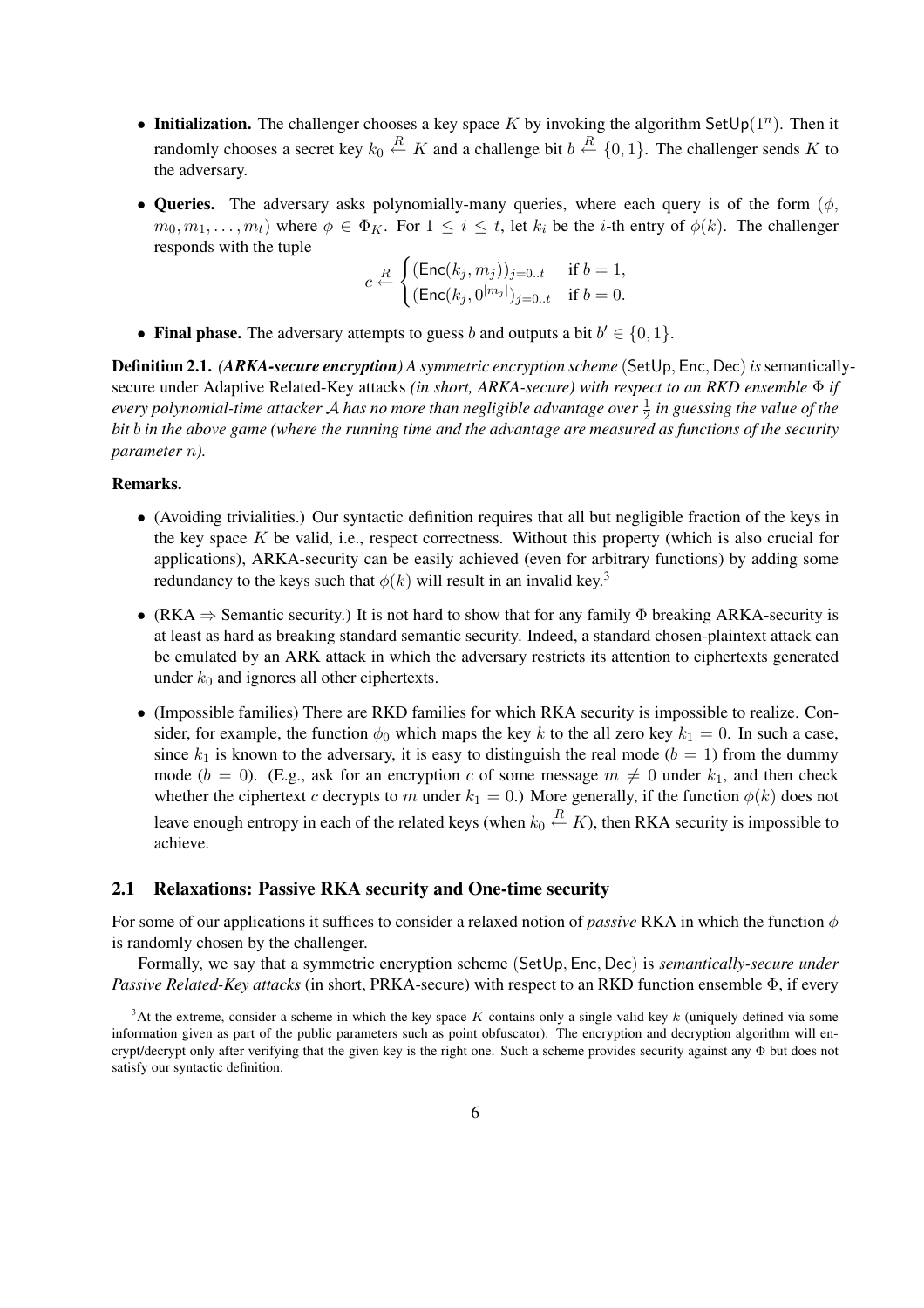- **Initialization.** The challenger chooses a key space $K$ by invoking the algorithm $\mathsf{SetUp}(1^n)$. Then it randomly chooses a secret key $k_0 \xleftarrow{R} K$ and a challenge bit $b \xleftarrow{R} \{0,1\}$. The challenger sends $K$ to the adversary.

- **Queries.** The adversary asks polynomially-many queries, where each query is of the form $(\phi, m_0, m_1, \ldots, m_t)$ where $\phi \in \Phi_K$. For $1 \leq i \leq t$, let $k_i$ be the $i$-th entry of $\phi(k)$. The challenger responds with the tuple

$$c \xleftarrow{R} \begin{cases} (\mathsf{Enc}(k_j, m_j))_{j=0..t} & \text{if } b = 1, \\ (\mathsf{Enc}(k_j, 0^{|m_j|})_{j=0..t} & \text{if } b = 0. \end{cases}$$

- **Final phase.** The adversary attempts to guess $b$ and outputs a bit $b' \in \{0,1\}$.

**Definition 2.1.** ***(ARKA-secure encryption)*** *A symmetric encryption scheme* $(\mathsf{SetUp}, \mathsf{Enc}, \mathsf{Dec})$ *is* semantically-secure under Adaptive Related-Key attacks *(in short, ARKA-secure) with respect to an RKD ensemble $\Phi$ if every polynomial-time attacker $\mathcal{A}$ has no more than negligible advantage over $\frac{1}{2}$ in guessing the value of the bit $b$ in the above game (where the running time and the advantage are measured as functions of the security parameter $n$).*

**Remarks.**

- (Avoiding trivialities.) Our syntactic definition requires that all but negligible fraction of the keys in the key space $K$ be valid, i.e., respect correctness. Without this property (which is also crucial for applications), ARKA-security can be easily achieved (even for arbitrary functions) by adding some redundancy to the keys such that $\phi(k)$ will result in an invalid key.[3]

- (RKA $\Rightarrow$ Semantic security.) It is not hard to show that for any family $\Phi$ breaking ARKA-security is at least as hard as breaking standard semantic security. Indeed, a standard chosen-plaintext attack can be emulated by an ARK attack in which the adversary restricts its attention to ciphertexts generated under $k_0$ and ignores all other ciphertexts.

- (Impossible families) There are RKD families for which RKA security is impossible to realize. Consider, for example, the function $\phi_0$ which maps the key $k$ to the all zero key $k_1 = 0$. In such a case, since $k_1$ is known to the adversary, it is easy to distinguish the real mode ($b = 1$) from the dummy mode ($b = 0$). (E.g., ask for an encryption $c$ of some message $m \neq 0$ under $k_1$, and then check whether the ciphertext $c$ decrypts to $m$ under $k_1 = 0$.) More generally, if the function $\phi(k)$ does not leave enough entropy in each of the related keys (when $k_0 \xleftarrow{R} K$), then RKA security is impossible to achieve.

## 2.1 Relaxations: Passive RKA security and One-time security

For some of our applications it suffices to consider a relaxed notion of *passive* RKA in which the function $\phi$ is randomly chosen by the challenger.

Formally, we say that a symmetric encryption scheme $(\mathsf{SetUp}, \mathsf{Enc}, \mathsf{Dec})$ is *semantically-secure under Passive Related-Key attacks* (in short, PRKA-secure) with respect to an RKD function ensemble $\Phi$, if every

[3] At the extreme, consider a scheme in which the key space $K$ contains only a single valid key $k$ (uniquely defined via some information given as part of the public parameters such as point obfuscator). The encryption and decryption algorithm will encrypt/decrypt only after verifying that the given key is the right one. Such a scheme provides security against any $\Phi$ but does not satisfy our syntactic definition.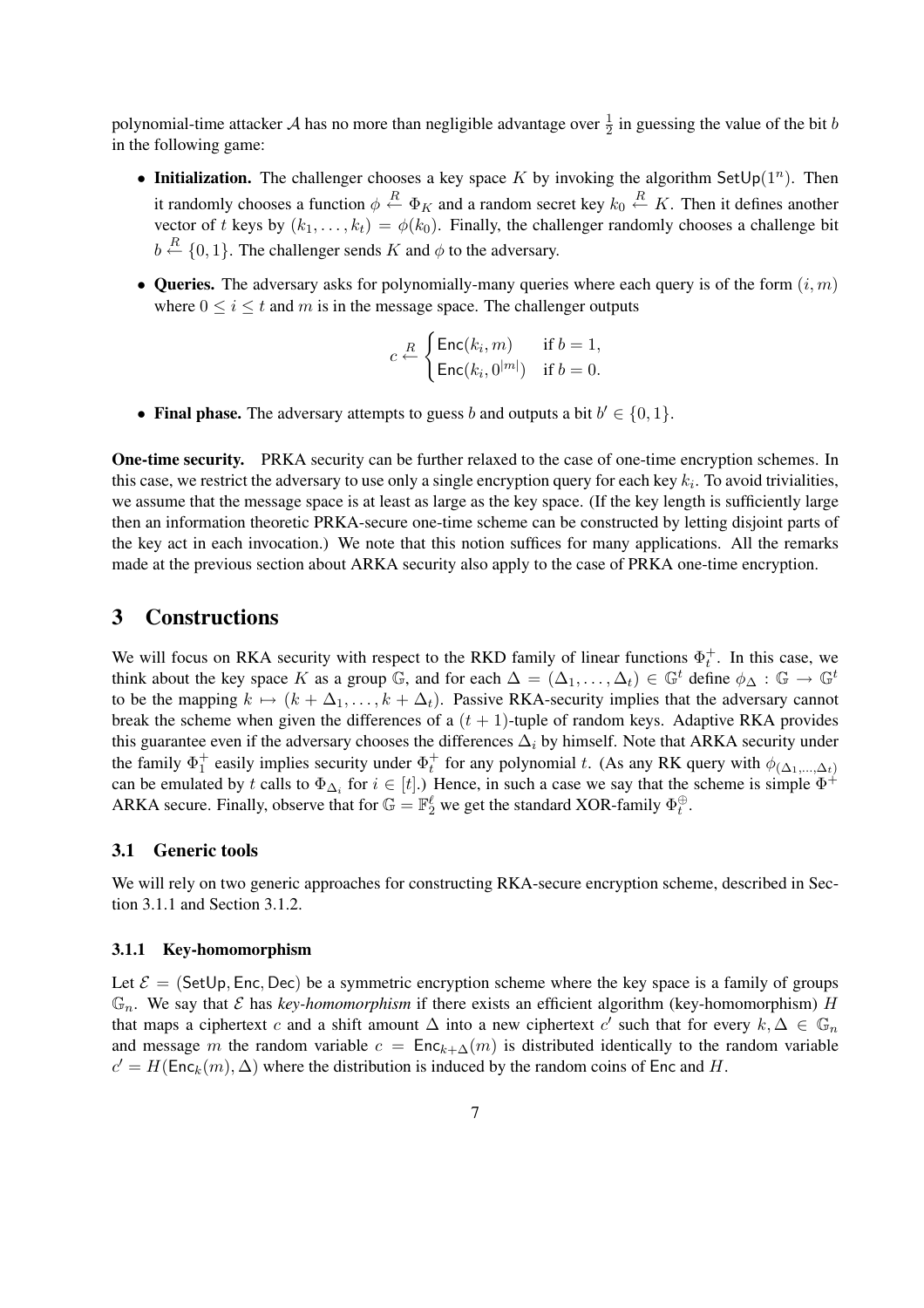polynomial-time attacker $\mathcal{A}$ has no more than negligible advantage over $\frac{1}{2}$ in guessing the value of the bit $b$ in the following game:

- **Initialization.** The challenger chooses a key space $K$ by invoking the algorithm $\mathsf{SetUp}(1^n)$. Then it randomly chooses a function $\phi \xleftarrow{R} \Phi_K$ and a random secret key $k_0 \xleftarrow{R} K$. Then it defines another vector of $t$ keys by $(k_1, \ldots, k_t) = \phi(k_0)$. Finally, the challenger randomly chooses a challenge bit $b \xleftarrow{R} \{0, 1\}$. The challenger sends $K$ and $\phi$ to the adversary.
- **Queries.** The adversary asks for polynomially-many queries where each query is of the form $(i, m)$ where $0 \leq i \leq t$ and $m$ is in the message space. The challenger outputs

$$c \xleftarrow{R} \begin{cases} \mathsf{Enc}(k_i, m) & \text{if } b = 1, \\ \mathsf{Enc}(k_i, 0^{|m|}) & \text{if } b = 0. \end{cases}$$

- **Final phase.** The adversary attempts to guess $b$ and outputs a bit $b' \in \{0, 1\}$.

**One-time security.** PRKA security can be further relaxed to the case of one-time encryption schemes. In this case, we restrict the adversary to use only a single encryption query for each key $k_i$. To avoid trivialities, we assume that the message space is at least as large as the key space. (If the key length is sufficiently large then an information theoretic PRKA-secure one-time scheme can be constructed by letting disjoint parts of the key act in each invocation.) We note that this notion suffices for many applications. All the remarks made at the previous section about ARKA security also apply to the case of PRKA one-time encryption.

# 3 Constructions

We will focus on RKA security with respect to the RKD family of linear functions $\Phi_t^+$. In this case, we think about the key space $K$ as a group $\mathbb{G}$, and for each $\Delta = (\Delta_1, \ldots, \Delta_t) \in \mathbb{G}^t$ define $\phi_\Delta : \mathbb{G} \to \mathbb{G}^t$ to be the mapping $k \mapsto (k + \Delta_1, \ldots, k + \Delta_t)$. Passive RKA-security implies that the adversary cannot break the scheme when given the differences of a $(t + 1)$-tuple of random keys. Adaptive RKA provides this guarantee even if the adversary chooses the differences $\Delta_i$ by himself. Note that ARKA security under the family $\Phi_1^+$ easily implies security under $\Phi_t^+$ for any polynomial $t$. (As any RK query with $\phi_{(\Delta_1, \ldots, \Delta_t)}$ can be emulated by $t$ calls to $\Phi_{\Delta_i}$ for $i \in [t]$.) Hence, in such a case we say that the scheme is simple $\Phi^+$ ARKA secure. Finally, observe that for $\mathbb{G} = \mathbb{F}_2^\ell$ we get the standard XOR-family $\Phi_t^\oplus$.

## 3.1 Generic tools

We will rely on two generic approaches for constructing RKA-secure encryption scheme, described in Section 3.1.1 and Section 3.1.2.

### 3.1.1 Key-homomorphism

Let $\mathcal{E} = (\mathsf{SetUp}, \mathsf{Enc}, \mathsf{Dec})$ be a symmetric encryption scheme where the key space is a family of groups $\mathbb{G}_n$. We say that $\mathcal{E}$ has *key-homomorphism* if there exists an efficient algorithm (key-homomorphism) $H$ that maps a ciphertext $c$ and a shift amount $\Delta$ into a new ciphertext $c'$ such that for every $k, \Delta \in \mathbb{G}_n$ and message $m$ the random variable $c = \mathsf{Enc}_{k+\Delta}(m)$ is distributed identically to the random variable $c' = H(\mathsf{Enc}_k(m), \Delta)$ where the distribution is induced by the random coins of $\mathsf{Enc}$ and $H$.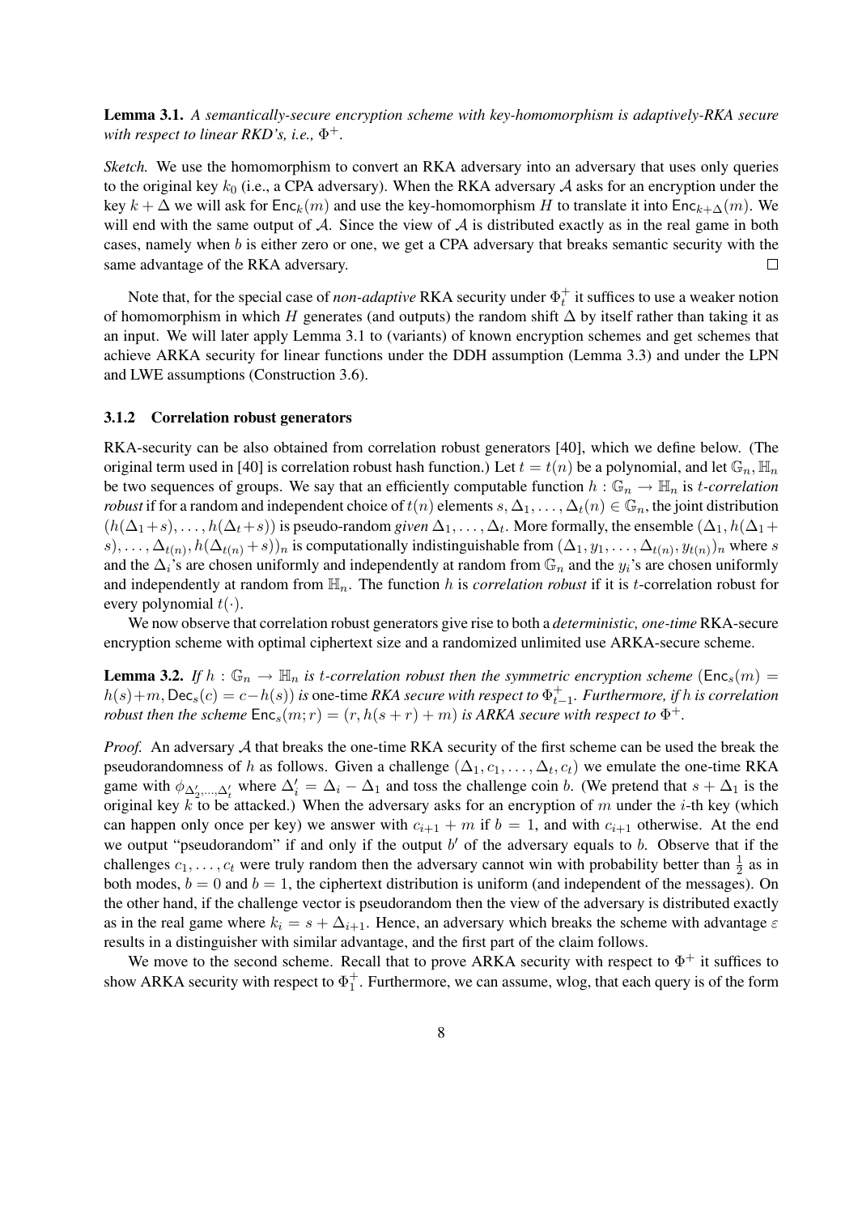**Lemma 3.1.** *A semantically-secure encryption scheme with key-homomorphism is adaptively-RKA secure with respect to linear RKD's, i.e.,* $\Phi^+$.

*Sketch.* We use the homomorphism to convert an RKA adversary into an adversary that uses only queries to the original key $k_0$ (i.e., a CPA adversary). When the RKA adversary $\mathcal{A}$ asks for an encryption under the key $k + \Delta$ we will ask for $\mathsf{Enc}_k(m)$ and use the key-homomorphism $H$ to translate it into $\mathsf{Enc}_{k+\Delta}(m)$. We will end with the same output of $\mathcal{A}$. Since the view of $\mathcal{A}$ is distributed exactly as in the real game in both cases, namely when $b$ is either zero or one, we get a CPA adversary that breaks semantic security with the same advantage of the RKA adversary. □

Note that, for the special case of *non-adaptive* RKA security under $\Phi^+_t$ it suffices to use a weaker notion of homomorphism in which $H$ generates (and outputs) the random shift $\Delta$ by itself rather than taking it as an input. We will later apply Lemma 3.1 to (variants) of known encryption schemes and get schemes that achieve ARKA security for linear functions under the DDH assumption (Lemma 3.3) and under the LPN and LWE assumptions (Construction 3.6).

### 3.1.2 Correlation robust generators

RKA-security can be also obtained from correlation robust generators [40], which we define below. (The original term used in [40] is correlation robust hash function.) Let $t = t(n)$ be a polynomial, and let $\mathbb{G}_n, \mathbb{H}_n$ be two sequences of groups. We say that an efficiently computable function $h : \mathbb{G}_n \to \mathbb{H}_n$ is $t$*-correlation robust* if for a random and independent choice of $t(n)$ elements $s, \Delta_1, \ldots, \Delta_t(n) \in \mathbb{G}_n$, the joint distribution $(h(\Delta_1+s), \ldots, h(\Delta_t+s))$ is pseudo-random *given* $\Delta_1, \ldots, \Delta_t$. More formally, the ensemble $(\Delta_1, h(\Delta_1+s), \ldots, \Delta_{t(n)}, h(\Delta_{t(n)}+s))_n$ is computationally indistinguishable from $(\Delta_1, y_1, \ldots, \Delta_{t(n)}, y_{t(n)})_n$ where $s$ and the $\Delta_i$'s are chosen uniformly and independently at random from $\mathbb{G}_n$ and the $y_i$'s are chosen uniformly and independently at random from $\mathbb{H}_n$. The function $h$ is *correlation robust* if it is $t$-correlation robust for every polynomial $t(\cdot)$.

We now observe that correlation robust generators give rise to both a *deterministic, one-time* RKA-secure encryption scheme with optimal ciphertext size and a randomized unlimited use ARKA-secure scheme.

**Lemma 3.2.** *If* $h : \mathbb{G}_n \to \mathbb{H}_n$ *is* $t$*-correlation robust then the symmetric encryption scheme* $(\mathsf{Enc}_s(m) = h(s)+m, \mathsf{Dec}_s(c) = c-h(s))$ *is* one-time *RKA secure with respect to* $\Phi^+_{t-1}$. *Furthermore, if* $h$ *is correlation robust then the scheme* $\mathsf{Enc}_s(m; r) = (r, h(s + r) + m)$ *is ARKA secure with respect to* $\Phi^+$.

*Proof.* An adversary $\mathcal{A}$ that breaks the one-time RKA security of the first scheme can be used the break the pseudorandomness of $h$ as follows. Given a challenge $(\Delta_1, c_1, \ldots, \Delta_t, c_t)$ we emulate the one-time RKA game with $\phi_{\Delta'_2,\ldots,\Delta'_t}$ where $\Delta'_i = \Delta_i - \Delta_1$ and toss the challenge coin $b$. (We pretend that $s + \Delta_1$ is the original key $k$ to be attacked.) When the adversary asks for an encryption of $m$ under the $i$-th key (which can happen only once per key) we answer with $c_{i+1} + m$ if $b = 1$, and with $c_{i+1}$ otherwise. At the end we output "pseudorandom" if and only if the output $b'$ of the adversary equals to $b$. Observe that if the challenges $c_1, \ldots, c_t$ were truly random then the adversary cannot win with probability better than $\frac{1}{2}$ as in both modes, $b = 0$ and $b = 1$, the ciphertext distribution is uniform (and independent of the messages). On the other hand, if the challenge vector is pseudorandom then the view of the adversary is distributed exactly as in the real game where $k_i = s + \Delta_{i+1}$. Hence, an adversary which breaks the scheme with advantage $\varepsilon$ results in a distinguisher with similar advantage, and the first part of the claim follows.

We move to the second scheme. Recall that to prove ARKA security with respect to $\Phi^+$ it suffices to show ARKA security with respect to $\Phi^+_1$. Furthermore, we can assume, wlog, that each query is of the form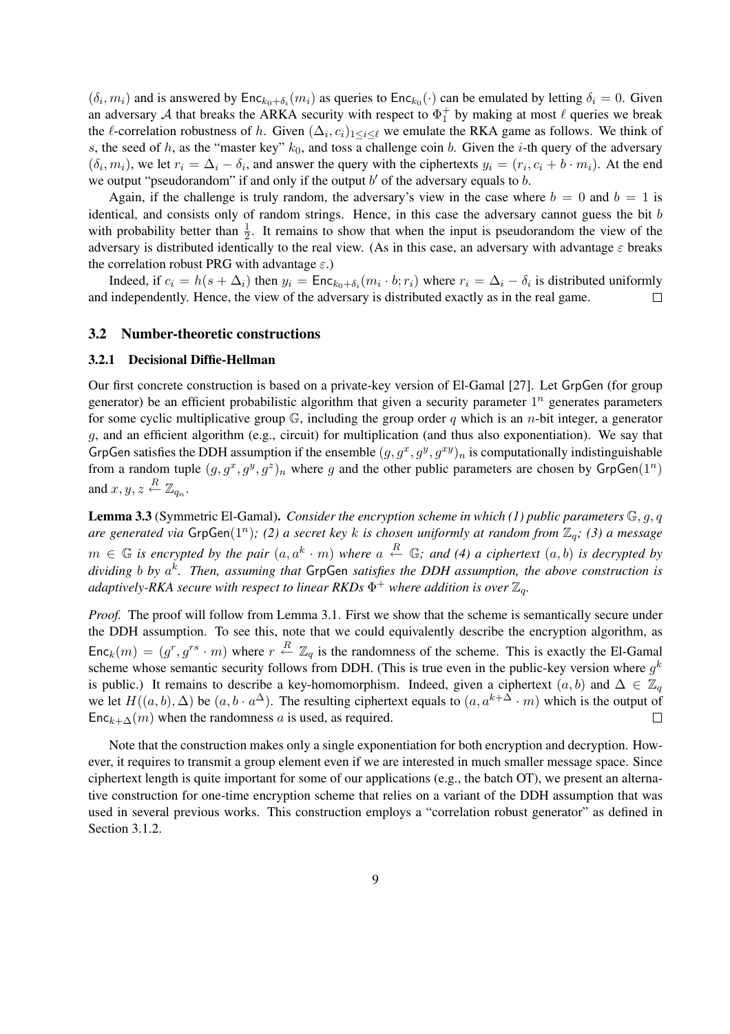$(\delta_i, m_i)$ and is answered by $\mathsf{Enc}_{k_0+\delta_i}(m_i)$ as queries to $\mathsf{Enc}_{k_0}(\cdot)$ can be emulated by letting $\delta_i = 0$. Given an adversary $\mathcal{A}$ that breaks the ARKA security with respect to $\Phi_1^+$ by making at most $\ell$ queries we break the $\ell$-correlation robustness of $h$. Given $(\Delta_i, c_i)_{1 \le i \le \ell}$ we emulate the RKA game as follows. We think of $s$, the seed of $h$, as the "master key" $k_0$, and toss a challenge coin $b$. Given the $i$-th query of the adversary $(\delta_i, m_i)$, we let $r_i = \Delta_i - \delta_i$, and answer the query with the ciphertexts $y_i = (r_i, c_i + b \cdot m_i)$. At the end we output "pseudorandom" if and only if the output $b'$ of the adversary equals to $b$.

Again, if the challenge is truly random, the adversary's view in the case where $b = 0$ and $b = 1$ is identical, and consists only of random strings. Hence, in this case the adversary cannot guess the bit $b$ with probability better than $\frac{1}{2}$. It remains to show that when the input is pseudorandom the view of the adversary is distributed identically to the real view. (As in this case, an adversary with advantage $\varepsilon$ breaks the correlation robust PRG with advantage $\varepsilon$.)

Indeed, if $c_i = h(s + \Delta_i)$ then $y_i = \mathsf{Enc}_{k_0+\delta_i}(m_i \cdot b; r_i)$ where $r_i = \Delta_i - \delta_i$ is distributed uniformly and independently. Hence, the view of the adversary is distributed exactly as in the real game. □

### 3.2 Number-theoretic constructions

#### 3.2.1 Decisional Diffie-Hellman

Our first concrete construction is based on a private-key version of El-Gamal [27]. Let $\mathsf{GrpGen}$ (for group generator) be an efficient probabilistic algorithm that given a security parameter $1^n$ generates parameters for some cyclic multiplicative group $\mathbb{G}$, including the group order $q$ which is an $n$-bit integer, a generator $g$, and an efficient algorithm (e.g., circuit) for multiplication (and thus also exponentiation). We say that $\mathsf{GrpGen}$ satisfies the DDH assumption if the ensemble $(g, g^x, g^y, g^{xy})_n$ is computationally indistinguishable from a random tuple $(g, g^x, g^y, g^z)_n$ where $g$ and the other public parameters are chosen by $\mathsf{GrpGen}(1^n)$ and $x, y, z \xleftarrow{R} \mathbb{Z}_{q_n}$.

**Lemma 3.3** (Symmetric El-Gamal)**.** *Consider the encryption scheme in which (1) public parameters $\mathbb{G}, g, q$ are generated via $\mathsf{GrpGen}(1^n)$; (2) a secret key $k$ is chosen uniformly at random from $\mathbb{Z}_q$; (3) a message $m \in \mathbb{G}$ is encrypted by the pair $(a, a^k \cdot m)$ where $a \xleftarrow{R} \mathbb{G}$; and (4) a ciphertext $(a, b)$ is decrypted by dividing $b$ by $a^k$. Then, assuming that $\mathsf{GrpGen}$ satisfies the DDH assumption, the above construction is adaptively-RKA secure with respect to linear RKDs $\Phi^+$ where addition is over $\mathbb{Z}_q$.*

*Proof.* The proof will follow from Lemma 3.1. First we show that the scheme is semantically secure under the DDH assumption. To see this, note that we could equivalently describe the encryption algorithm, as $\mathsf{Enc}_k(m) = (g^r, g^{rs} \cdot m)$ where $r \xleftarrow{R} \mathbb{Z}_q$ is the randomness of the scheme. This is exactly the El-Gamal scheme whose semantic security follows from DDH. (This is true even in the public-key version where $g^k$ is public.) It remains to describe a key-homomorphism. Indeed, given a ciphertext $(a, b)$ and $\Delta \in \mathbb{Z}_q$ we let $H((a, b), \Delta)$ be $(a, b \cdot a^{\Delta})$. The resulting ciphertext equals to $(a, a^{k+\Delta} \cdot m)$ which is the output of $\mathsf{Enc}_{k+\Delta}(m)$ when the randomness $a$ is used, as required. □

Note that the construction makes only a single exponentiation for both encryption and decryption. However, it requires to transmit a group element even if we are interested in much smaller message space. Since ciphertext length is quite important for some of our applications (e.g., the batch OT), we present an alternative construction for one-time encryption scheme that relies on a variant of the DDH assumption that was used in several previous works. This construction employs a "correlation robust generator" as defined in Section 3.1.2.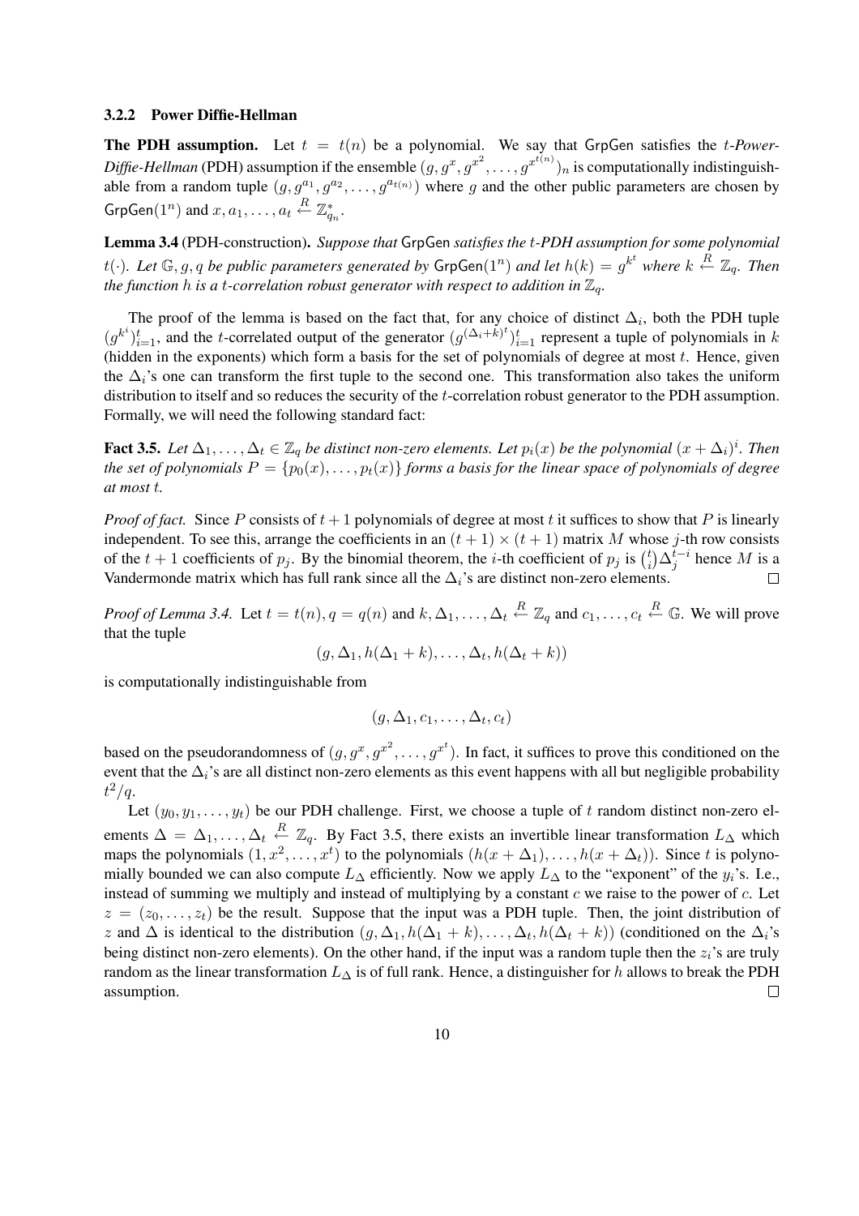### 3.2.2 Power Diffie-Hellman

**The PDH assumption.** Let $t = t(n)$ be a polynomial. We say that $\mathsf{GrpGen}$ satisfies the $t$-*Power-Diffie-Hellman* (PDH) assumption if the ensemble $(g, g^x, g^{x^2}, \ldots, g^{x^{t(n)}})_n$ is computationally indistinguishable from a random tuple $(g, g^{a_1}, g^{a_2}, \ldots, g^{a_{t(n)}})$ where $g$ and the other public parameters are chosen by $\mathsf{GrpGen}(1^n)$ and $x, a_1, \ldots, a_t \xleftarrow{R} \mathbb{Z}_{q_n}^*$.

**Lemma 3.4** (PDH-construction). *Suppose that* $\mathsf{GrpGen}$ *satisfies the* $t$*-PDH assumption for some polynomial* $t(\cdot)$*. Let* $\mathbb{G}, g, q$ *be public parameters generated by* $\mathsf{GrpGen}(1^n)$ *and let* $h(k) = g^{k^t}$ *where* $k \xleftarrow{R} \mathbb{Z}_q$*. Then the function* $h$ *is a* $t$*-correlation robust generator with respect to addition in* $\mathbb{Z}_q$*.*

The proof of the lemma is based on the fact that, for any choice of distinct $\Delta_i$, both the PDH tuple $(g^{k^i})_{i=1}^t$, and the $t$-correlated output of the generator $(g^{(\Delta_i+k)^t})_{i=1}^t$ represent a tuple of polynomials in $k$ (hidden in the exponents) which form a basis for the set of polynomials of degree at most $t$. Hence, given the $\Delta_i$'s one can transform the first tuple to the second one. This transformation also takes the uniform distribution to itself and so reduces the security of the $t$-correlation robust generator to the PDH assumption. Formally, we will need the following standard fact:

**Fact 3.5.** *Let* $\Delta_1, \ldots, \Delta_t \in \mathbb{Z}_q$ *be distinct non-zero elements. Let* $p_i(x)$ *be the polynomial* $(x + \Delta_i)^i$*. Then the set of polynomials* $P = \{p_0(x), \ldots, p_t(x)\}$ *forms a basis for the linear space of polynomials of degree at most* $t$*.*

*Proof of fact.* Since $P$ consists of $t+1$ polynomials of degree at most $t$ it suffices to show that $P$ is linearly independent. To see this, arrange the coefficients in an $(t+1) \times (t+1)$ matrix $M$ whose $j$-th row consists of the $t+1$ coefficients of $p_j$. By the binomial theorem, the $i$-th coefficient of $p_j$ is $\binom{t}{i}\Delta_j^{t-i}$ hence $M$ is a Vandermonde matrix which has full rank since all the $\Delta_i$'s are distinct non-zero elements. $\square$

*Proof of Lemma 3.4.* Let $t = t(n), q = q(n)$ and $k, \Delta_1, \ldots, \Delta_t \xleftarrow{R} \mathbb{Z}_q$ and $c_1, \ldots, c_t \xleftarrow{R} \mathbb{G}$. We will prove that the tuple

$$(g, \Delta_1, h(\Delta_1 + k), \ldots, \Delta_t, h(\Delta_t + k))$$

is computationally indistinguishable from

$$(g, \Delta_1, c_1, \ldots, \Delta_t, c_t)$$

based on the pseudorandomness of $(g, g^x, g^{x^2}, \ldots, g^{x^t})$. In fact, it suffices to prove this conditioned on the event that the $\Delta_i$'s are all distinct non-zero elements as this event happens with all but negligible probability $t^2/q$.

Let $(y_0, y_1, \ldots, y_t)$ be our PDH challenge. First, we choose a tuple of $t$ random distinct non-zero elements $\Delta = \Delta_1, \ldots, \Delta_t \xleftarrow{R} \mathbb{Z}_q$. By Fact 3.5, there exists an invertible linear transformation $L_\Delta$ which maps the polynomials $(1, x^2, \ldots, x^t)$ to the polynomials $(h(x + \Delta_1), \ldots, h(x + \Delta_t))$. Since $t$ is polynomially bounded we can also compute $L_\Delta$ efficiently. Now we apply $L_\Delta$ to the "exponent" of the $y_i$'s. I.e., instead of summing we multiply and instead of multiplying by a constant $c$ we raise to the power of $c$. Let $z = (z_0, \ldots, z_t)$ be the result. Suppose that the input was a PDH tuple. Then, the joint distribution of $z$ and $\Delta$ is identical to the distribution $(g, \Delta_1, h(\Delta_1 + k), \ldots, \Delta_t, h(\Delta_t + k))$ (conditioned on the $\Delta_i$'s being distinct non-zero elements). On the other hand, if the input was a random tuple then the $z_i$'s are truly random as the linear transformation $L_\Delta$ is of full rank. Hence, a distinguisher for $h$ allows to break the PDH assumption. $\square$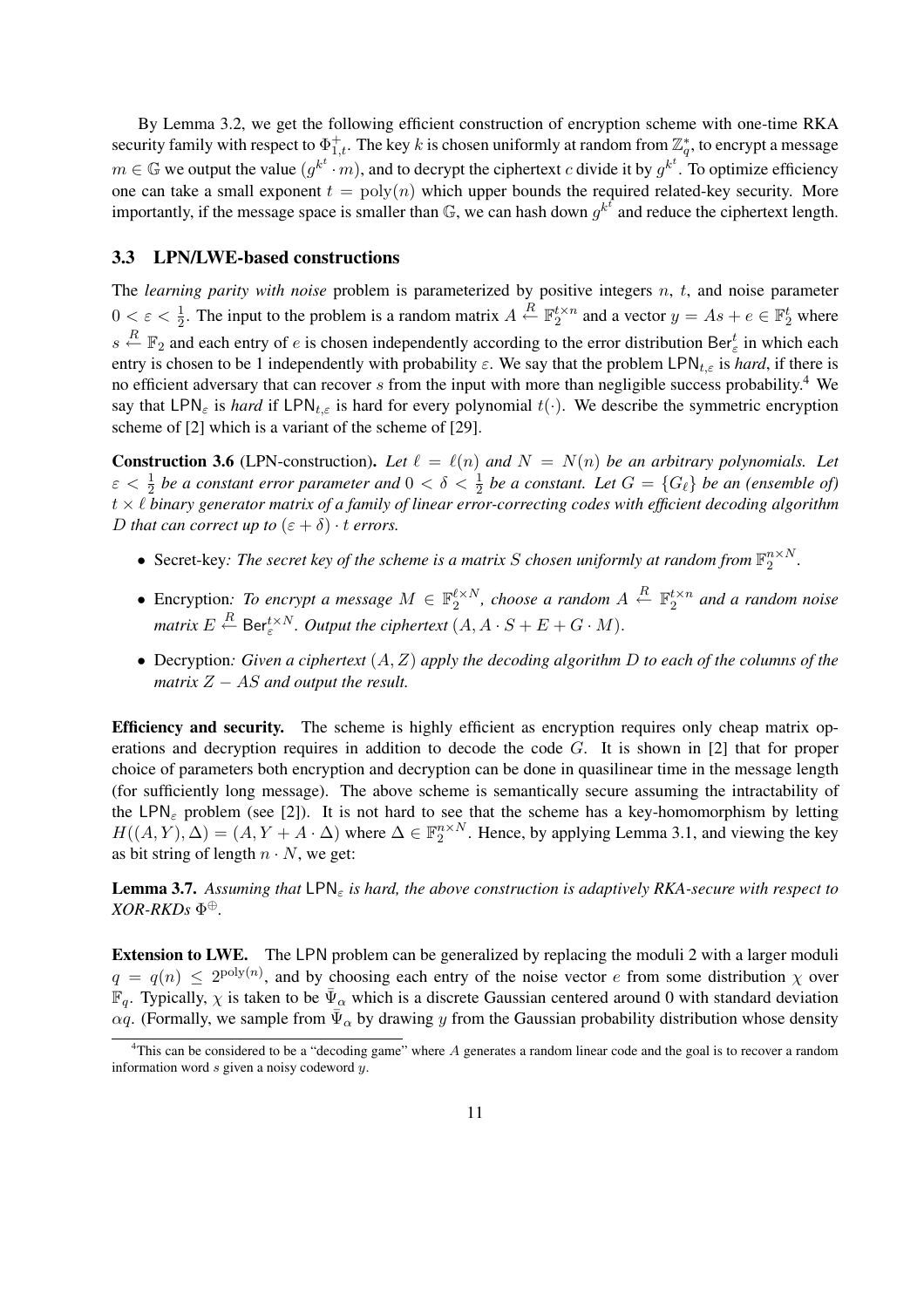By Lemma 3.2, we get the following efficient construction of encryption scheme with one-time RKA security family with respect to $\Phi^+_{1,t}$. The key $k$ is chosen uniformly at random from $\mathbb{Z}_q^*$, to encrypt a message $m \in \mathbb{G}$ we output the value $(g^{k^t} \cdot m)$, and to decrypt the ciphertext $c$ divide it by $g^{k^t}$. To optimize efficiency one can take a small exponent $t = \text{poly}(n)$ which upper bounds the required related-key security. More importantly, if the message space is smaller than $\mathbb{G}$, we can hash down $g^{k^t}$ and reduce the ciphertext length.

### 3.3 LPN/LWE-based constructions

The *learning parity with noise* problem is parameterized by positive integers $n$, $t$, and noise parameter $0 < \varepsilon < \frac{1}{2}$. The input to the problem is a random matrix $A \xleftarrow{R} \mathbb{F}_2^{t \times n}$ and a vector $y = As + e \in \mathbb{F}_2^t$ where $s \xleftarrow{R} \mathbb{F}_2$ and each entry of $e$ is chosen independently according to the error distribution $\mathsf{Ber}_\varepsilon^t$ in which each entry is chosen to be 1 independently with probability $\varepsilon$. We say that the problem $\mathsf{LPN}_{t,\varepsilon}$ is *hard*, if there is no efficient adversary that can recover $s$ from the input with more than negligible success probability.[4] We say that $\mathsf{LPN}_\varepsilon$ is *hard* if $\mathsf{LPN}_{t,\varepsilon}$ is hard for every polynomial $t(\cdot)$. We describe the symmetric encryption scheme of [2] which is a variant of the scheme of [29].

**Construction 3.6** (LPN-construction)**.** *Let $\ell = \ell(n)$ and $N = N(n)$ be an arbitrary polynomials. Let $\varepsilon < \frac{1}{2}$ be a constant error parameter and $0 < \delta < \frac{1}{2}$ be a constant. Let $G = \{G_\ell\}$ be an (ensemble of) $t \times \ell$ binary generator matrix of a family of linear error-correcting codes with efficient decoding algorithm $D$ that can correct up to $(\varepsilon + \delta) \cdot t$ errors.*

- Secret-key*: The secret key of the scheme is a matrix $S$ chosen uniformly at random from $\mathbb{F}_2^{n \times N}$.*
- Encryption*: To encrypt a message $M \in \mathbb{F}_2^{\ell \times N}$, choose a random $A \xleftarrow{R} \mathbb{F}_2^{t \times n}$ and a random noise matrix $E \xleftarrow{R} \mathsf{Ber}_\varepsilon^{t \times N}$. Output the ciphertext $(A, A \cdot S + E + G \cdot M)$.*
- Decryption*: Given a ciphertext $(A, Z)$ apply the decoding algorithm $D$ to each of the columns of the matrix $Z - AS$ and output the result.*

**Efficiency and security.** The scheme is highly efficient as encryption requires only cheap matrix operations and decryption requires in addition to decode the code $G$. It is shown in [2] that for proper choice of parameters both encryption and decryption can be done in quasilinear time in the message length (for sufficiently long message). The above scheme is semantically secure assuming the intractability of the $\mathsf{LPN}_\varepsilon$ problem (see [2]). It is not hard to see that the scheme has a key-homomorphism by letting $H((A, Y), \Delta) = (A, Y + A \cdot \Delta)$ where $\Delta \in \mathbb{F}_2^{n \times N}$. Hence, by applying Lemma 3.1, and viewing the key as bit string of length $n \cdot N$, we get:

**Lemma 3.7.** *Assuming that $\mathsf{LPN}_\varepsilon$ is hard, the above construction is adaptively RKA-secure with respect to XOR-RKDs $\Phi^\oplus$.*

**Extension to LWE.** The LPN problem can be generalized by replacing the moduli 2 with a larger moduli $q = q(n) \leq 2^{\text{poly}(n)}$, and by choosing each entry of the noise vector $e$ from some distribution $\chi$ over $\mathbb{F}_q$. Typically, $\chi$ is taken to be $\bar{\Psi}_\alpha$ which is a discrete Gaussian centered around 0 with standard deviation $\alpha q$. (Formally, we sample from $\bar{\Psi}_\alpha$ by drawing $y$ from the Gaussian probability distribution whose density

[4] This can be considered to be a "decoding game" where $A$ generates a random linear code and the goal is to recover a random information word $s$ given a noisy codeword $y$.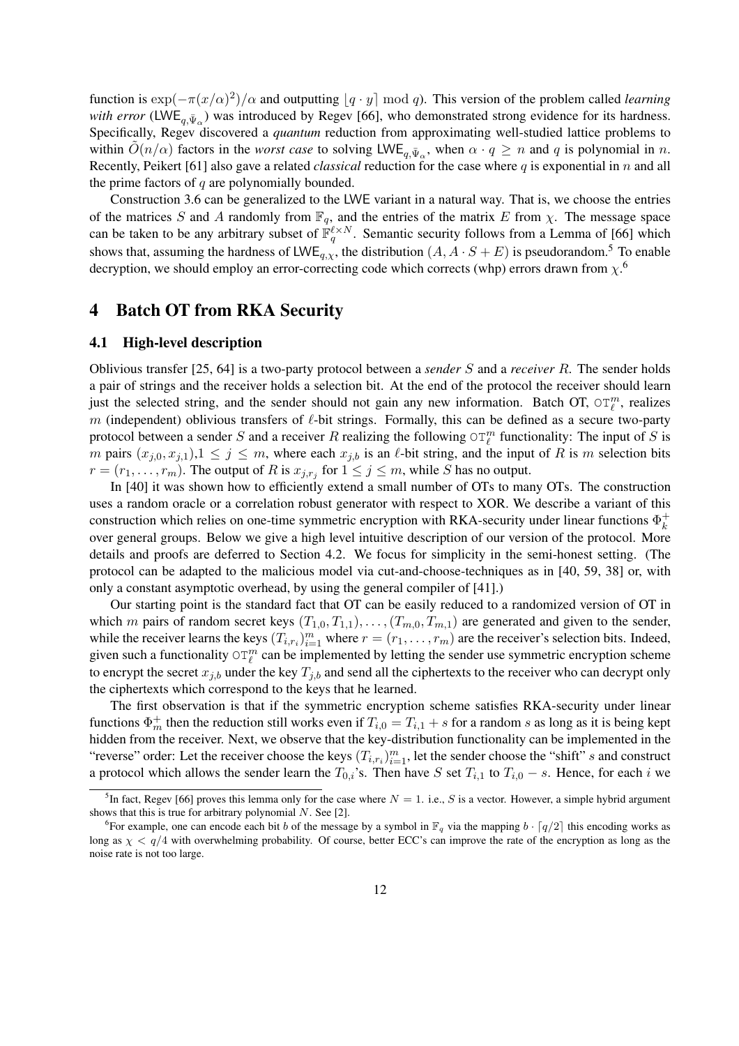function is $\exp(-\pi(x/\alpha)^2)/\alpha$ and outputting $\lfloor q \cdot y \rceil \bmod q$). This version of the problem called *learning with error* ($\mathsf{LWE}_{q,\bar{\Psi}_\alpha}$) was introduced by Regev [66], who demonstrated strong evidence for its hardness. Specifically, Regev discovered a *quantum* reduction from approximating well-studied lattice problems to within $\tilde{O}(n/\alpha)$ factors in the *worst case* to solving $\mathsf{LWE}_{q,\bar{\Psi}_\alpha}$, when $\alpha \cdot q \geq n$ and $q$ is polynomial in $n$. Recently, Peikert [61] also gave a related *classical* reduction for the case where $q$ is exponential in $n$ and all the prime factors of $q$ are polynomially bounded.

Construction 3.6 can be generalized to the LWE variant in a natural way. That is, we choose the entries of the matrices $S$ and $A$ randomly from $\mathbb{F}_q$, and the entries of the matrix $E$ from $\chi$. The message space can be taken to be any arbitrary subset of $\mathbb{F}_q^{\ell \times N}$. Semantic security follows from a Lemma of [66] which shows that, assuming the hardness of $\mathsf{LWE}_{q,\chi}$, the distribution $(A, A \cdot S + E)$ is pseudorandom.[5] To enable decryption, we should employ an error-correcting code which corrects (whp) errors drawn from $\chi$.[6]

# 4 Batch OT from RKA Security

## 4.1 High-level description

Oblivious transfer [25, 64] is a two-party protocol between a *sender* $S$ and a *receiver* $R$. The sender holds a pair of strings and the receiver holds a selection bit. At the end of the protocol the receiver should learn just the selected string, and the sender should not gain any new information. Batch OT, $\mathtt{OT}_\ell^m$, realizes $m$ (independent) oblivious transfers of $\ell$-bit strings. Formally, this can be defined as a secure two-party protocol between a sender $S$ and a receiver $R$ realizing the following $\mathtt{OT}_\ell^m$ functionality: The input of $S$ is $m$ pairs $(x_{j,0}, x_{j,1})$,$1 \leq j \leq m$, where each $x_{j,b}$ is an $\ell$-bit string, and the input of $R$ is $m$ selection bits $r = (r_1, \ldots, r_m)$. The output of $R$ is $x_{j,r_j}$ for $1 \leq j \leq m$, while $S$ has no output.

In [40] it was shown how to efficiently extend a small number of OTs to many OTs. The construction uses a random oracle or a correlation robust generator with respect to XOR. We describe a variant of this construction which relies on one-time symmetric encryption with RKA-security under linear functions $\Phi_k^+$ over general groups. Below we give a high level intuitive description of our version of the protocol. More details and proofs are deferred to Section 4.2. We focus for simplicity in the semi-honest setting. (The protocol can be adapted to the malicious model via cut-and-choose-techniques as in [40, 59, 38] or, with only a constant asymptotic overhead, by using the general compiler of [41].)

Our starting point is the standard fact that OT can be easily reduced to a randomized version of OT in which $m$ pairs of random secret keys $(T_{1,0}, T_{1,1}), \ldots, (T_{m,0}, T_{m,1})$ are generated and given to the sender, while the receiver learns the keys $(T_{i,r_i})_{i=1}^m$ where $r = (r_1, \ldots, r_m)$ are the receiver's selection bits. Indeed, given such a functionality $\mathtt{OT}_\ell^m$ can be implemented by letting the sender use symmetric encryption scheme to encrypt the secret $x_{j,b}$ under the key $T_{j,b}$ and send all the ciphertexts to the receiver who can decrypt only the ciphertexts which correspond to the keys that he learned.

The first observation is that if the symmetric encryption scheme satisfies RKA-security under linear functions $\Phi_m^+$ then the reduction still works even if $T_{i,0} = T_{i,1} + s$ for a random $s$ as long as it is being kept hidden from the receiver. Next, we observe that the key-distribution functionality can be implemented in the "reverse" order: Let the receiver choose the keys $(T_{i,r_i})_{i=1}^m$, let the sender choose the "shift" $s$ and construct a protocol which allows the sender learn the $T_{0,i}$'s. Then have $S$ set $T_{i,1}$ to $T_{i,0} - s$. Hence, for each $i$ we

[5] In fact, Regev [66] proves this lemma only for the case where $N = 1$. i.e., $S$ is a vector. However, a simple hybrid argument shows that this is true for arbitrary polynomial $N$. See [2].

[6] For example, one can encode each bit $b$ of the message by a symbol in $\mathbb{F}_q$ via the mapping $b \cdot \lceil q/2 \rceil$ this encoding works as long as $\chi < q/4$ with overwhelming probability. Of course, better ECC's can improve the rate of the encryption as long as the noise rate is not too large.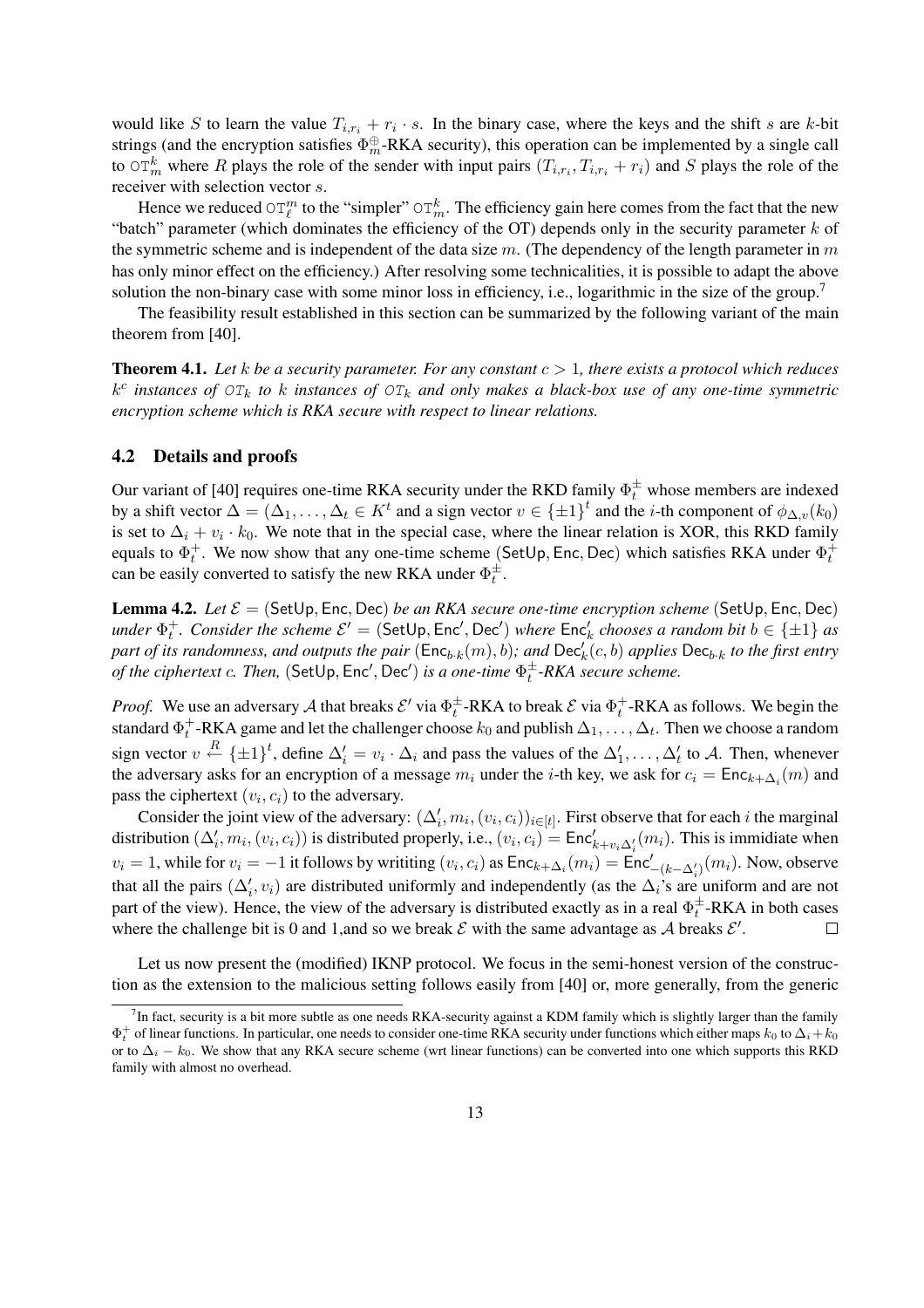would like $S$ to learn the value $T_{i,r_i} + r_i \cdot s$. In the binary case, where the keys and the shift $s$ are $k$-bit strings (and the encryption satisfies $\Phi^{\oplus}_m$-RKA security), this operation can be implemented by a single call to $\mathtt{OT}^k_m$ where $R$ plays the role of the sender with input pairs $(T_{i,r_i}, T_{i,r_i} + r_i)$ and $S$ plays the role of the receiver with selection vector $s$.

Hence we reduced $\mathtt{OT}^m_\ell$ to the "simpler" $\mathtt{OT}^k_m$. The efficiency gain here comes from the fact that the new "batch" parameter (which dominates the efficiency of the OT) depends only in the security parameter $k$ of the symmetric scheme and is independent of the data size $m$. (The dependency of the length parameter in $m$ has only minor effect on the efficiency.) After resolving some technicalities, it is possible to adapt the above solution the non-binary case with some minor loss in efficiency, i.e., logarithmic in the size of the group.[7]

The feasibility result established in this section can be summarized by the following variant of the main theorem from [40].

**Theorem 4.1.** *Let $k$ be a security parameter. For any constant $c > 1$, there exists a protocol which reduces $k^c$ instances of $\mathtt{OT}_k$ to $k$ instances of $\mathtt{OT}_k$ and only makes a black-box use of any one-time symmetric encryption scheme which is RKA secure with respect to linear relations.*

## 4.2 Details and proofs

Our variant of [40] requires one-time RKA security under the RKD family $\Phi^{\pm}_t$ whose members are indexed by a shift vector $\Delta = (\Delta_1, \ldots, \Delta_t \in K^t$ and a sign vector $v \in \{\pm 1\}^t$ and the $i$-th component of $\phi_{\Delta,v}(k_0)$ is set to $\Delta_i + v_i \cdot k_0$. We note that in the special case, where the linear relation is XOR, this RKD family equals to $\Phi^{+}_t$. We now show that any one-time scheme $(\mathsf{SetUp}, \mathsf{Enc}, \mathsf{Dec})$ which satisfies RKA under $\Phi^{+}_t$ can be easily converted to satisfy the new RKA under $\Phi^{\pm}_t$.

**Lemma 4.2.** *Let $\mathcal{E} = (\mathsf{SetUp}, \mathsf{Enc}, \mathsf{Dec})$ be an RKA secure one-time encryption scheme $(\mathsf{SetUp}, \mathsf{Enc}, \mathsf{Dec})$ under $\Phi^{+}_t$. Consider the scheme $\mathcal{E}' = (\mathsf{SetUp}, \mathsf{Enc}', \mathsf{Dec}')$ where $\mathsf{Enc}'_k$ chooses a random bit $b \in \{\pm 1\}$ as part of its randomness, and outputs the pair $(\mathsf{Enc}_{b \cdot k}(m), b)$; and $\mathsf{Dec}'_k(c, b)$ applies $\mathsf{Dec}_{b \cdot k}$ to the first entry of the ciphertext $c$. Then, $(\mathsf{SetUp}, \mathsf{Enc}', \mathsf{Dec}')$ is a one-time $\Phi^{\pm}_t$-RKA secure scheme.*

*Proof.* We use an adversary $\mathcal{A}$ that breaks $\mathcal{E}'$ via $\Phi^{\pm}_t$-RKA to break $\mathcal{E}$ via $\Phi^{+}_t$-RKA as follows. We begin the standard $\Phi^{+}_t$-RKA game and let the challenger choose $k_0$ and publish $\Delta_1, \ldots, \Delta_t$. Then we choose a random sign vector $v \xleftarrow{R} \{\pm 1\}^t$, define $\Delta'_i = v_i \cdot \Delta_i$ and pass the values of the $\Delta'_1, \ldots, \Delta'_t$ to $\mathcal{A}$. Then, whenever the adversary asks for an encryption of a message $m_i$ under the $i$-th key, we ask for $c_i = \mathsf{Enc}_{k+\Delta_i}(m)$ and pass the ciphertext $(v_i, c_i)$ to the adversary.

Consider the joint view of the adversary: $(\Delta'_i, m_i, (v_i, c_i))_{i \in [t]}$. First observe that for each $i$ the marginal distribution $(\Delta'_i, m_i, (v_i, c_i))$ is distributed properly, i.e., $(v_i, c_i) = \mathsf{Enc}'_{k+v_i\Delta'_i}(m_i)$. This is immidiate when $v_i = 1$, while for $v_i = -1$ it follows by writiting $(v_i, c_i)$ as $\mathsf{Enc}_{k+\Delta_i}(m_i) = \mathsf{Enc}'_{-(k-\Delta'_i)}(m_i)$. Now, observe that all the pairs $(\Delta'_i, v_i)$ are distributed uniformly and independently (as the $\Delta_i$'s are uniform and are not part of the view). Hence, the view of the adversary is distributed exactly as in a real $\Phi^{\pm}_t$-RKA in both cases where the challenge bit is 0 and 1,and so we break $\mathcal{E}$ with the same advantage as $\mathcal{A}$ breaks $\mathcal{E}'$. $\square$

Let us now present the (modified) IKNP protocol. We focus in the semi-honest version of the construction as the extension to the malicious setting follows easily from [40] or, more generally, from the generic

[7] In fact, security is a bit more subtle as one needs RKA-security against a KDM family which is slightly larger than the family $\Phi^{+}_t$ of linear functions. In particular, one needs to consider one-time RKA security under functions which either maps $k_0$ to $\Delta_i + k_0$ or to $\Delta_i - k_0$. We show that any RKA secure scheme (wrt linear functions) can be converted into one which supports this RKD family with almost no overhead.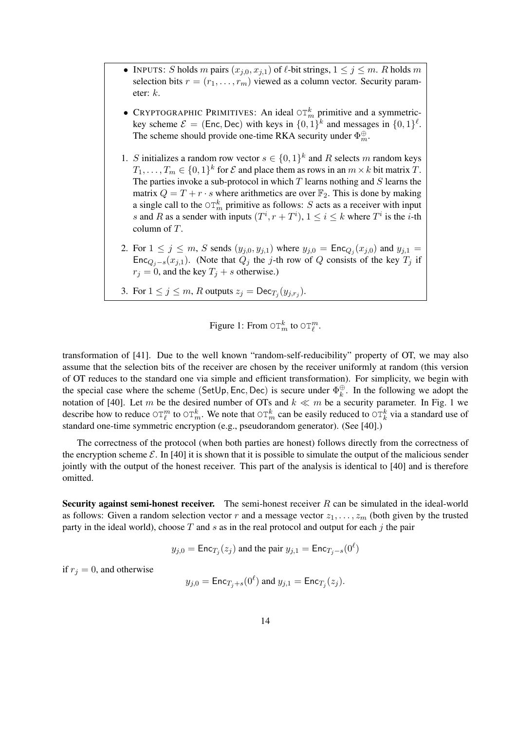- INPUTS: $S$ holds $m$ pairs $(x_{j,0}, x_{j,1})$ of $\ell$-bit strings, $1 \leq j \leq m$. $R$ holds $m$ selection bits $r = (r_1, \ldots, r_m)$ viewed as a column vector. Security parameter: $k$.

- CRYPTOGRAPHIC PRIMITIVES: An ideal $\mathtt{OT}_m^k$ primitive and a symmetric-key scheme $\mathcal{E} = (\mathsf{Enc}, \mathsf{Dec})$ with keys in $\{0,1\}^k$ and messages in $\{0,1\}^\ell$. The scheme should provide one-time RKA security under $\Phi_m^\oplus$.

1. $S$ initializes a random row vector $s \in \{0,1\}^k$ and $R$ selects $m$ random keys $T_1, \ldots, T_m \in \{0,1\}^k$ for $\mathcal{E}$ and place them as rows in an $m \times k$ bit matrix $T$. The parties invoke a sub-protocol in which $T$ learns nothing and $S$ learns the matrix $Q = T + r \cdot s$ where arithmetics are over $\mathbb{F}_2$. This is done by making a single call to the $\mathtt{OT}_m^k$ primitive as follows: $S$ acts as a receiver with input $s$ and $R$ as a sender with inputs $(T^i, r + T^i)$, $1 \leq i \leq k$ where $T^i$ is the $i$-th column of $T$.
2. For $1 \leq j \leq m$, $S$ sends $(y_{j,0}, y_{j,1})$ where $y_{j,0} = \mathsf{Enc}_{Q_j}(x_{j,0})$ and $y_{j,1} = \mathsf{Enc}_{Q_j - s}(x_{j,1})$. (Note that $Q_j$ the $j$-th row of $Q$ consists of the key $T_j$ if $r_j = 0$, and the key $T_j + s$ otherwise.)
3. For $1 \leq j \leq m$, $R$ outputs $z_j = \mathsf{Dec}_{T_j}(y_{j,r_j})$.

Figure 1: From $\mathtt{OT}_m^k$ to $\mathtt{OT}_\ell^m$.

transformation of [41]. Due to the well known "random-self-reducibility" property of OT, we may also assume that the selection bits of the receiver are chosen by the receiver uniformly at random (this version of OT reduces to the standard one via simple and efficient transformation). For simplicity, we begin with the special case where the scheme $(\mathsf{SetUp}, \mathsf{Enc}, \mathsf{Dec})$ is secure under $\Phi_k^\oplus$. In the following we adopt the notation of [40]. Let $m$ be the desired number of OTs and $k \ll m$ be a security parameter. In Fig. 1 we describe how to reduce $\mathtt{OT}_\ell^m$ to $\mathtt{OT}_m^k$. We note that $\mathtt{OT}_m^k$ can be easily reduced to $\mathtt{OT}_k^k$ via a standard use of standard one-time symmetric encryption (e.g., pseudorandom generator). (See [40].)

The correctness of the protocol (when both parties are honest) follows directly from the correctness of the encryption scheme $\mathcal{E}$. In [40] it is shown that it is possible to simulate the output of the malicious sender jointly with the output of the honest receiver. This part of the analysis is identical to [40] and is therefore omitted.

**Security against semi-honest receiver.** The semi-honest receiver $R$ can be simulated in the ideal-world as follows: Given a random selection vector $r$ and a message vector $z_1, \ldots, z_m$ (both given by the trusted party in the ideal world), choose $T$ and $s$ as in the real protocol and output for each $j$ the pair

$$y_{j,0} = \mathsf{Enc}_{T_j}(z_j) \text{ and the pair } y_{j,1} = \mathsf{Enc}_{T_j - s}(0^\ell)$$

if $r_j = 0$, and otherwise

$$y_{j,0} = \mathsf{Enc}_{T_j + s}(0^\ell) \text{ and } y_{j,1} = \mathsf{Enc}_{T_j}(z_j).$$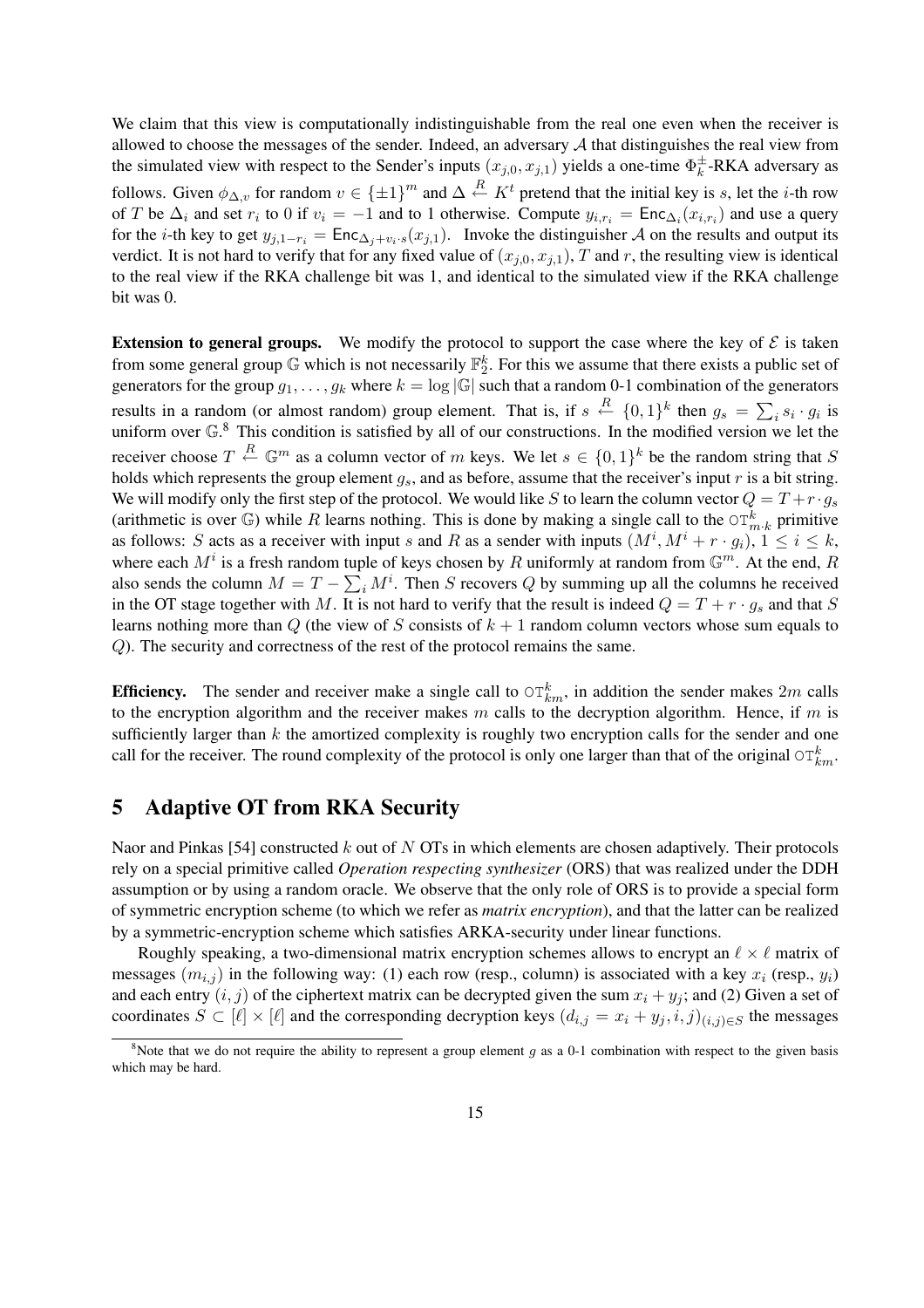We claim that this view is computationally indistinguishable from the real one even when the receiver is allowed to choose the messages of the sender. Indeed, an adversary $\mathcal{A}$ that distinguishes the real view from the simulated view with respect to the Sender's inputs $(x_{j,0}, x_{j,1})$ yields a one-time $\Phi_k^{\pm}$-RKA adversary as follows. Given $\phi_{\Delta,v}$ for random $v \in \{\pm 1\}^m$ and $\Delta \xleftarrow{R} K^t$ pretend that the initial key is $s$, let the $i$-th row of $T$ be $\Delta_i$ and set $r_i$ to 0 if $v_i = -1$ and to 1 otherwise. Compute $y_{i,r_i} = \mathsf{Enc}_{\Delta_i}(x_{i,r_i})$ and use a query for the $i$-th key to get $y_{j,1-r_i} = \mathsf{Enc}_{\Delta_j + v_i \cdot s}(x_{j,1})$. Invoke the distinguisher $\mathcal{A}$ on the results and output its verdict. It is not hard to verify that for any fixed value of $(x_{j,0}, x_{j,1})$, $T$ and $r$, the resulting view is identical to the real view if the RKA challenge bit was 1, and identical to the simulated view if the RKA challenge bit was 0.

**Extension to general groups.** We modify the protocol to support the case where the key of $\mathcal{E}$ is taken from some general group $\mathbb{G}$ which is not necessarily $\mathbb{F}_2^k$. For this we assume that there exists a public set of generators for the group $g_1, \ldots, g_k$ where $k = \log |\mathbb{G}|$ such that a random 0-1 combination of the generators results in a random (or almost random) group element. That is, if $s \xleftarrow{R} \{0,1\}^k$ then $g_s = \sum_i s_i \cdot g_i$ is uniform over $\mathbb{G}$.[8] This condition is satisfied by all of our constructions. In the modified version we let the receiver choose $T \xleftarrow{R} \mathbb{G}^m$ as a column vector of $m$ keys. We let $s \in \{0,1\}^k$ be the random string that $S$ holds which represents the group element $g_s$, and as before, assume that the receiver's input $r$ is a bit string. We will modify only the first step of the protocol. We would like $S$ to learn the column vector $Q = T + r \cdot g_s$ (arithmetic is over $\mathbb{G}$) while $R$ learns nothing. This is done by making a single call to the $\mathrm{OT}_{m \cdot k}^{k}$ primitive as follows: $S$ acts as a receiver with input $s$ and $R$ as a sender with inputs $(M^i, M^i + r \cdot g_i)$, $1 \le i \le k$, where each $M^i$ is a fresh random tuple of keys chosen by $R$ uniformly at random from $\mathbb{G}^m$. At the end, $R$ also sends the column $M = T - \sum_i M^i$. Then $S$ recovers $Q$ by summing up all the columns he received in the OT stage together with $M$. It is not hard to verify that the result is indeed $Q = T + r \cdot g_s$ and that $S$ learns nothing more than $Q$ (the view of $S$ consists of $k+1$ random column vectors whose sum equals to $Q$). The security and correctness of the rest of the protocol remains the same.

**Efficiency.** The sender and receiver make a single call to $\mathrm{OT}_{km}^{k}$, in addition the sender makes $2m$ calls to the encryption algorithm and the receiver makes $m$ calls to the decryption algorithm. Hence, if $m$ is sufficiently larger than $k$ the amortized complexity is roughly two encryption calls for the sender and one call for the receiver. The round complexity of the protocol is only one larger than that of the original $\mathrm{OT}_{km}^{k}$.

## 5 Adaptive OT from RKA Security

Naor and Pinkas [54] constructed $k$ out of $N$ OTs in which elements are chosen adaptively. Their protocols rely on a special primitive called *Operation respecting synthesizer* (ORS) that was realized under the DDH assumption or by using a random oracle. We observe that the only role of ORS is to provide a special form of symmetric encryption scheme (to which we refer as *matrix encryption*), and that the latter can be realized by a symmetric-encryption scheme which satisfies ARKA-security under linear functions.

Roughly speaking, a two-dimensional matrix encryption schemes allows to encrypt an $\ell \times \ell$ matrix of messages $(m_{i,j})$ in the following way: (1) each row (resp., column) is associated with a key $x_i$ (resp., $y_i$) and each entry $(i,j)$ of the ciphertext matrix can be decrypted given the sum $x_i + y_j$; and (2) Given a set of coordinates $S \subset [\ell] \times [\ell]$ and the corresponding decryption keys $(d_{i,j} = x_i + y_j, i, j)_{(i,j) \in S}$ the messages

[8] Note that we do not require the ability to represent a group element $g$ as a 0-1 combination with respect to the given basis which may be hard.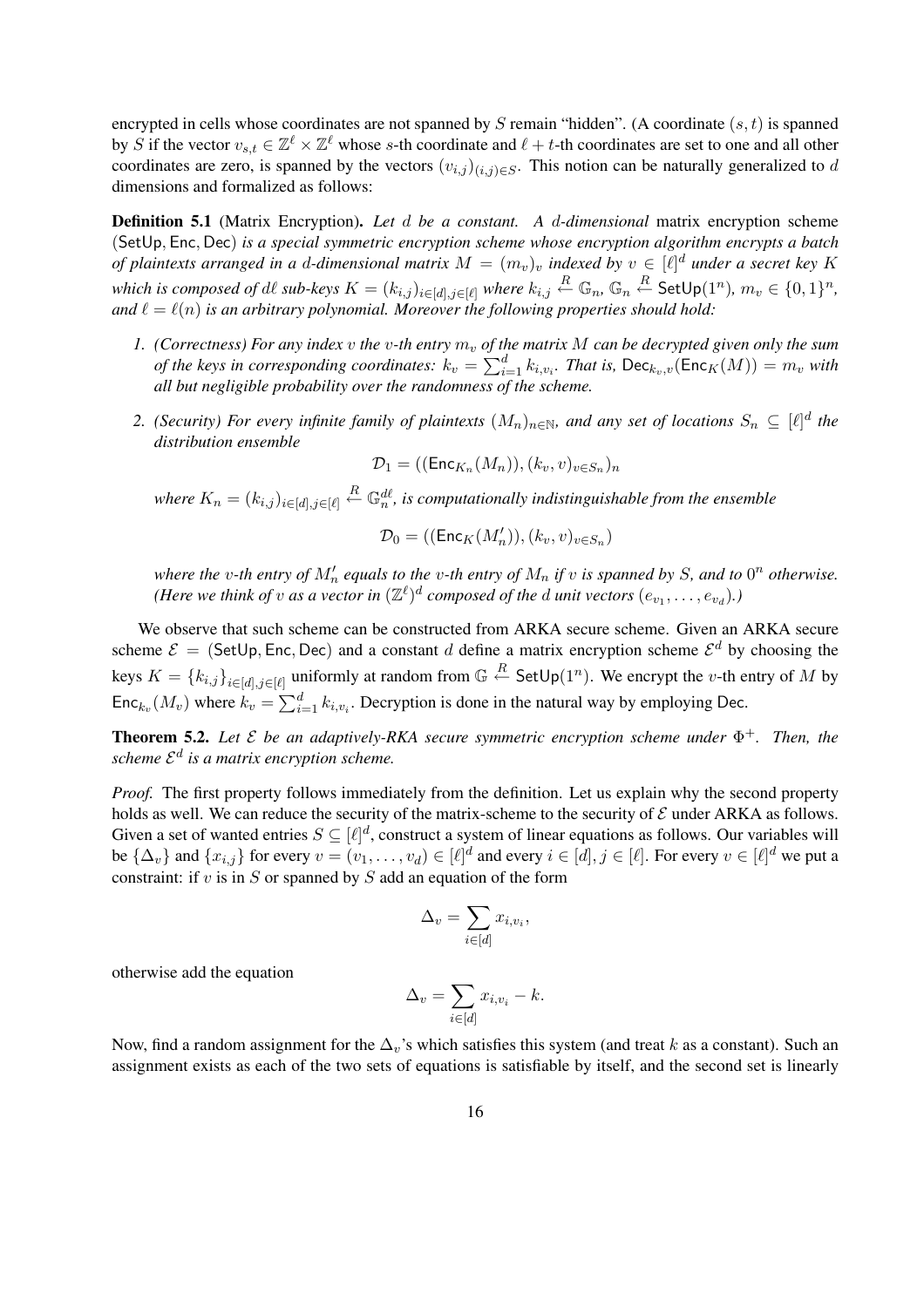encrypted in cells whose coordinates are not spanned by $S$ remain "hidden". (A coordinate $(s,t)$ is spanned by $S$ if the vector $v_{s,t} \in \mathbb{Z}^\ell \times \mathbb{Z}^\ell$ whose $s$-th coordinate and $\ell + t$-th coordinates are set to one and all other coordinates are zero, is spanned by the vectors $(v_{i,j})_{(i,j)\in S}$. This notion can be naturally generalized to $d$ dimensions and formalized as follows:

**Definition 5.1** (Matrix Encryption). *Let $d$ be a constant. A $d$-dimensional* matrix encryption scheme *(SetUp, Enc, Dec) is a special symmetric encryption scheme whose encryption algorithm encrypts a batch of plaintexts arranged in a $d$-dimensional matrix $M = (m_v)_v$ indexed by $v \in [\ell]^d$ under a secret key $K$ which is composed of $d\ell$ sub-keys $K = (k_{i,j})_{i\in[d],j\in[\ell]}$ where $k_{i,j} \overset{R}{\leftarrow} \mathbb{G}_n$, $\mathbb{G}_n \overset{R}{\leftarrow} \mathsf{SetUp}(1^n)$, $m_v \in \{0,1\}^n$, and $\ell = \ell(n)$ is an arbitrary polynomial. Moreover the following properties should hold:*

1. *(Correctness) For any index $v$ the $v$-th entry $m_v$ of the matrix $M$ can be decrypted given only the sum of the keys in corresponding coordinates: $k_v = \sum_{i=1}^d k_{i,v_i}$. That is, $\mathsf{Dec}_{k_v,v}(\mathsf{Enc}_K(M)) = m_v$ with all but negligible probability over the randomness of the scheme.*
2. *(Security) For every infinite family of plaintexts $(M_n)_{n\in\mathbb{N}}$, and any set of locations $S_n \subseteq [\ell]^d$ the distribution ensemble*

$$\mathcal{D}_1 = ((\mathsf{Enc}_{K_n}(M_n)), (k_v, v)_{v\in S_n})_n$$

*where $K_n = (k_{i,j})_{i\in[d],j\in[\ell]} \overset{R}{\leftarrow} \mathbb{G}_n^{d\ell}$, is computationally indistinguishable from the ensemble*

$$\mathcal{D}_0 = ((\mathsf{Enc}_K(M'_n)), (k_v, v)_{v\in S_n})$$

*where the $v$-th entry of $M'_n$ equals to the $v$-th entry of $M_n$ if $v$ is spanned by $S$, and to $0^n$ otherwise. (Here we think of $v$ as a vector in $(\mathbb{Z}^\ell)^d$ composed of the $d$ unit vectors $(e_{v_1}, \ldots, e_{v_d})$.)*

We observe that such scheme can be constructed from ARKA secure scheme. Given an ARKA secure scheme $\mathcal{E} = (\mathsf{SetUp}, \mathsf{Enc}, \mathsf{Dec})$ and a constant $d$ define a matrix encryption scheme $\mathcal{E}^d$ by choosing the keys $K = \{k_{i,j}\}_{i\in[d],j\in[\ell]}$ uniformly at random from $\mathbb{G} \overset{R}{\leftarrow} \mathsf{SetUp}(1^n)$. We encrypt the $v$-th entry of $M$ by $\mathsf{Enc}_{k_v}(M_v)$ where $k_v = \sum_{i=1}^d k_{i,v_i}$. Decryption is done in the natural way by employing Dec.

**Theorem 5.2.** *Let $\mathcal{E}$ be an adaptively-RKA secure symmetric encryption scheme under $\Phi^+$. Then, the scheme $\mathcal{E}^d$ is a matrix encryption scheme.*

*Proof.* The first property follows immediately from the definition. Let us explain why the second property holds as well. We can reduce the security of the matrix-scheme to the security of $\mathcal{E}$ under ARKA as follows. Given a set of wanted entries $S \subseteq [\ell]^d$, construct a system of linear equations as follows. Our variables will be $\{\Delta_v\}$ and $\{x_{i,j}\}$ for every $v = (v_1, \ldots, v_d) \in [\ell]^d$ and every $i \in [d], j \in [\ell]$. For every $v \in [\ell]^d$ we put a constraint: if $v$ is in $S$ or spanned by $S$ add an equation of the form

$$\Delta_v = \sum_{i\in[d]} x_{i,v_i},$$

otherwise add the equation

$$\Delta_v = \sum_{i\in[d]} x_{i,v_i} - k.$$

Now, find a random assignment for the $\Delta_v$'s which satisfies this system (and treat $k$ as a constant). Such an assignment exists as each of the two sets of equations is satisfiable by itself, and the second set is linearly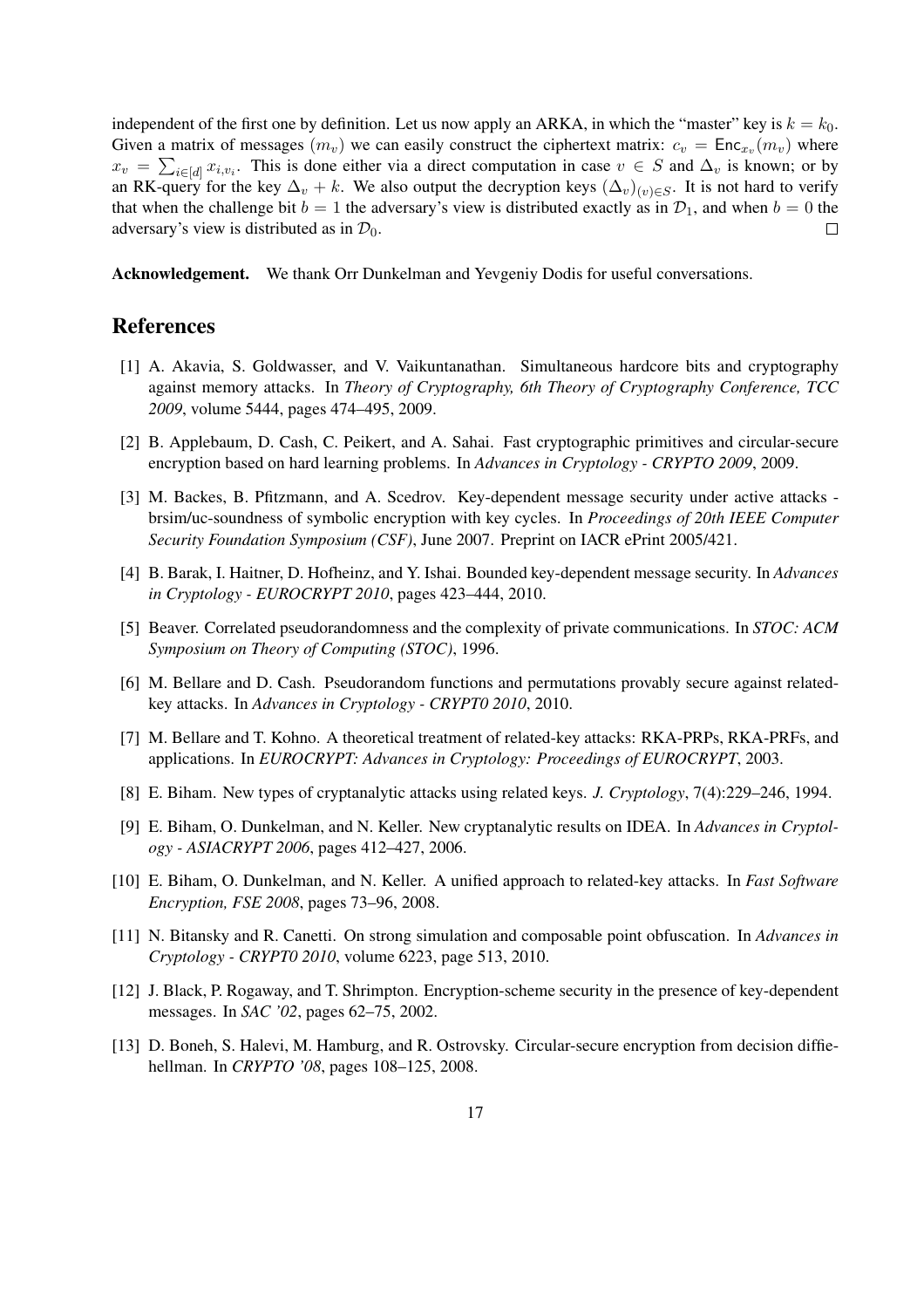independent of the first one by definition. Let us now apply an ARKA, in which the "master" key is $k = k_0$. Given a matrix of messages $(m_v)$ we can easily construct the ciphertext matrix: $c_v = \mathsf{Enc}_{x_v}(m_v)$ where $x_v = \sum_{i \in [d]} x_{i,v_i}$. This is done either via a direct computation in case $v \in S$ and $\Delta_v$ is known; or by an RK-query for the key $\Delta_v + k$. We also output the decryption keys $(\Delta_v)_{(v) \in S}$. It is not hard to verify that when the challenge bit $b = 1$ the adversary's view is distributed exactly as in $\mathcal{D}_1$, and when $b = 0$ the adversary's view is distributed as in $\mathcal{D}_0$. $\square$

**Acknowledgement.** We thank Orr Dunkelman and Yevgeniy Dodis for useful conversations.

# References

[1] A. Akavia, S. Goldwasser, and V. Vaikuntanathan. Simultaneous hardcore bits and cryptography against memory attacks. In *Theory of Cryptography, 6th Theory of Cryptography Conference, TCC 2009*, volume 5444, pages 474–495, 2009.

[2] B. Applebaum, D. Cash, C. Peikert, and A. Sahai. Fast cryptographic primitives and circular-secure encryption based on hard learning problems. In *Advances in Cryptology - CRYPTO 2009*, 2009.

[3] M. Backes, B. Pfitzmann, and A. Scedrov. Key-dependent message security under active attacks - brsim/uc-soundness of symbolic encryption with key cycles. In *Proceedings of 20th IEEE Computer Security Foundation Symposium (CSF)*, June 2007. Preprint on IACR ePrint 2005/421.

[4] B. Barak, I. Haitner, D. Hofheinz, and Y. Ishai. Bounded key-dependent message security. In *Advances in Cryptology - EUROCRYPT 2010*, pages 423–444, 2010.

[5] Beaver. Correlated pseudorandomness and the complexity of private communications. In *STOC: ACM Symposium on Theory of Computing (STOC)*, 1996.

[6] M. Bellare and D. Cash. Pseudorandom functions and permutations provably secure against related-key attacks. In *Advances in Cryptology - CRYPT0 2010*, 2010.

[7] M. Bellare and T. Kohno. A theoretical treatment of related-key attacks: RKA-PRPs, RKA-PRFs, and applications. In *EUROCRYPT: Advances in Cryptology: Proceedings of EUROCRYPT*, 2003.

[8] E. Biham. New types of cryptanalytic attacks using related keys. *J. Cryptology*, 7(4):229–246, 1994.

[9] E. Biham, O. Dunkelman, and N. Keller. New cryptanalytic results on IDEA. In *Advances in Cryptology - ASIACRYPT 2006*, pages 412–427, 2006.

[10] E. Biham, O. Dunkelman, and N. Keller. A unified approach to related-key attacks. In *Fast Software Encryption, FSE 2008*, pages 73–96, 2008.

[11] N. Bitansky and R. Canetti. On strong simulation and composable point obfuscation. In *Advances in Cryptology - CRYPT0 2010*, volume 6223, page 513, 2010.

[12] J. Black, P. Rogaway, and T. Shrimpton. Encryption-scheme security in the presence of key-dependent messages. In *SAC '02*, pages 62–75, 2002.

[13] D. Boneh, S. Halevi, M. Hamburg, and R. Ostrovsky. Circular-secure encryption from decision diffie-hellman. In *CRYPTO '08*, pages 108–125, 2008.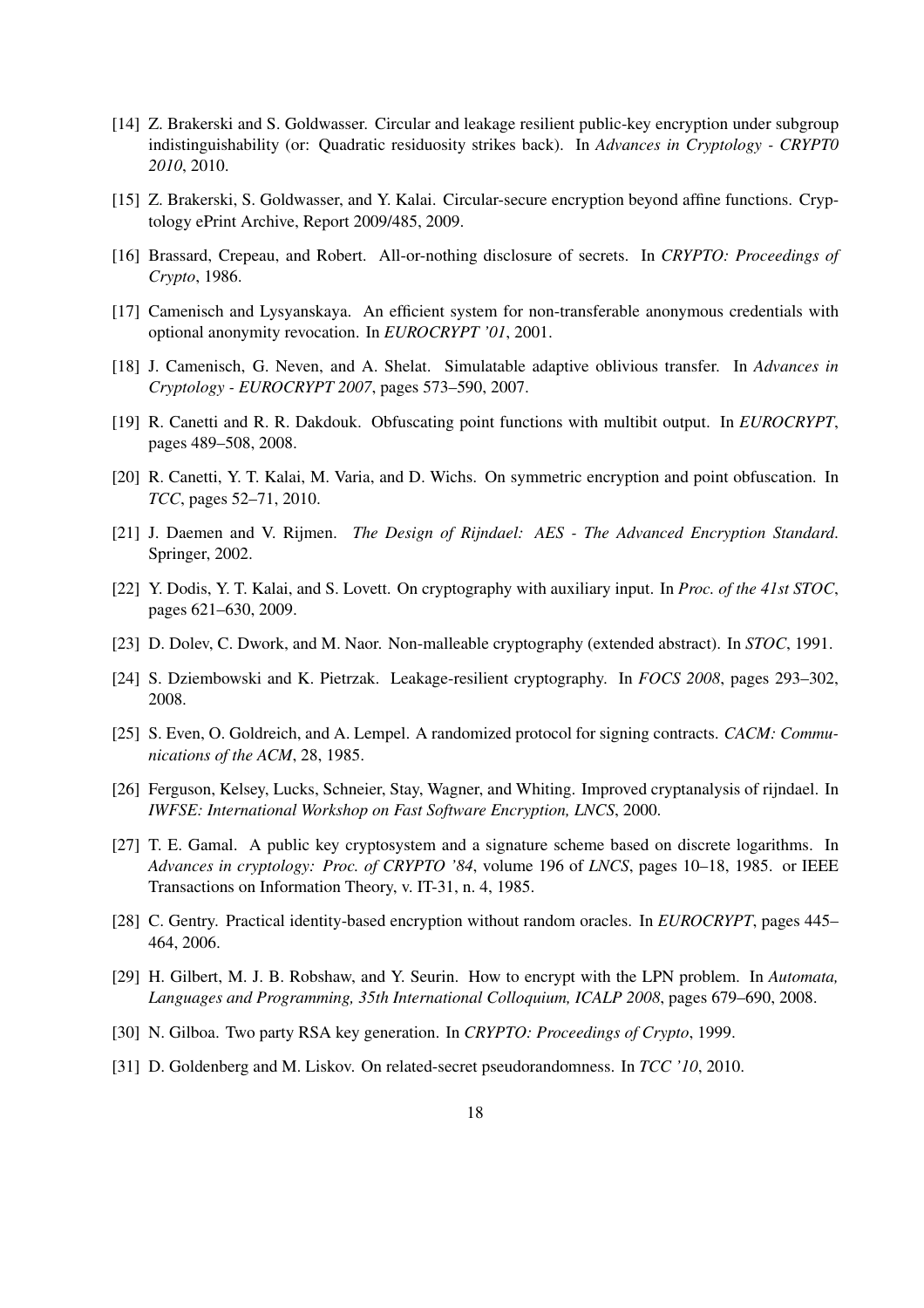[14] Z. Brakerski and S. Goldwasser. Circular and leakage resilient public-key encryption under subgroup indistinguishability (or: Quadratic residuosity strikes back). In *Advances in Cryptology - CRYPT0 2010*, 2010.

[15] Z. Brakerski, S. Goldwasser, and Y. Kalai. Circular-secure encryption beyond affine functions. Cryptology ePrint Archive, Report 2009/485, 2009.

[16] Brassard, Crepeau, and Robert. All-or-nothing disclosure of secrets. In *CRYPTO: Proceedings of Crypto*, 1986.

[17] Camenisch and Lysyanskaya. An efficient system for non-transferable anonymous credentials with optional anonymity revocation. In *EUROCRYPT '01*, 2001.

[18] J. Camenisch, G. Neven, and A. Shelat. Simulatable adaptive oblivious transfer. In *Advances in Cryptology - EUROCRYPT 2007*, pages 573–590, 2007.

[19] R. Canetti and R. R. Dakdouk. Obfuscating point functions with multibit output. In *EUROCRYPT*, pages 489–508, 2008.

[20] R. Canetti, Y. T. Kalai, M. Varia, and D. Wichs. On symmetric encryption and point obfuscation. In *TCC*, pages 52–71, 2010.

[21] J. Daemen and V. Rijmen. *The Design of Rijndael: AES - The Advanced Encryption Standard*. Springer, 2002.

[22] Y. Dodis, Y. T. Kalai, and S. Lovett. On cryptography with auxiliary input. In *Proc. of the 41st STOC*, pages 621–630, 2009.

[23] D. Dolev, C. Dwork, and M. Naor. Non-malleable cryptography (extended abstract). In *STOC*, 1991.

[24] S. Dziembowski and K. Pietrzak. Leakage-resilient cryptography. In *FOCS 2008*, pages 293–302, 2008.

[25] S. Even, O. Goldreich, and A. Lempel. A randomized protocol for signing contracts. *CACM: Communications of the ACM*, 28, 1985.

[26] Ferguson, Kelsey, Lucks, Schneier, Stay, Wagner, and Whiting. Improved cryptanalysis of rijndael. In *IWFSE: International Workshop on Fast Software Encryption, LNCS*, 2000.

[27] T. E. Gamal. A public key cryptosystem and a signature scheme based on discrete logarithms. In *Advances in cryptology: Proc. of CRYPTO '84*, volume 196 of *LNCS*, pages 10–18, 1985. or IEEE Transactions on Information Theory, v. IT-31, n. 4, 1985.

[28] C. Gentry. Practical identity-based encryption without random oracles. In *EUROCRYPT*, pages 445–464, 2006.

[29] H. Gilbert, M. J. B. Robshaw, and Y. Seurin. How to encrypt with the LPN problem. In *Automata, Languages and Programming, 35th International Colloquium, ICALP 2008*, pages 679–690, 2008.

[30] N. Gilboa. Two party RSA key generation. In *CRYPTO: Proceedings of Crypto*, 1999.

[31] D. Goldenberg and M. Liskov. On related-secret pseudorandomness. In *TCC '10*, 2010.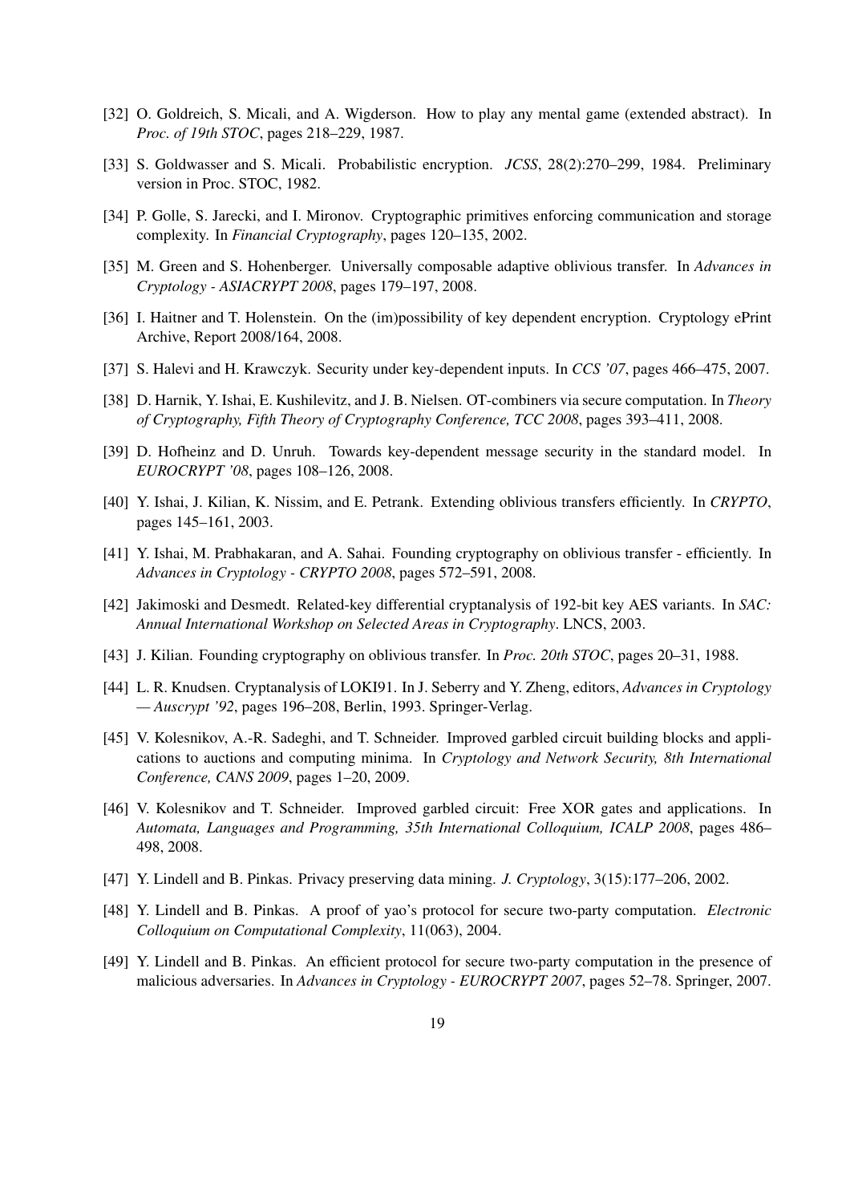[32] O. Goldreich, S. Micali, and A. Wigderson. How to play any mental game (extended abstract). In *Proc. of 19th STOC*, pages 218–229, 1987.

[33] S. Goldwasser and S. Micali. Probabilistic encryption. *JCSS*, 28(2):270–299, 1984. Preliminary version in Proc. STOC, 1982.

[34] P. Golle, S. Jarecki, and I. Mironov. Cryptographic primitives enforcing communication and storage complexity. In *Financial Cryptography*, pages 120–135, 2002.

[35] M. Green and S. Hohenberger. Universally composable adaptive oblivious transfer. In *Advances in Cryptology - ASIACRYPT 2008*, pages 179–197, 2008.

[36] I. Haitner and T. Holenstein. On the (im)possibility of key dependent encryption. Cryptology ePrint Archive, Report 2008/164, 2008.

[37] S. Halevi and H. Krawczyk. Security under key-dependent inputs. In *CCS '07*, pages 466–475, 2007.

[38] D. Harnik, Y. Ishai, E. Kushilevitz, and J. B. Nielsen. OT-combiners via secure computation. In *Theory of Cryptography, Fifth Theory of Cryptography Conference, TCC 2008*, pages 393–411, 2008.

[39] D. Hofheinz and D. Unruh. Towards key-dependent message security in the standard model. In *EUROCRYPT '08*, pages 108–126, 2008.

[40] Y. Ishai, J. Kilian, K. Nissim, and E. Petrank. Extending oblivious transfers efficiently. In *CRYPTO*, pages 145–161, 2003.

[41] Y. Ishai, M. Prabhakaran, and A. Sahai. Founding cryptography on oblivious transfer - efficiently. In *Advances in Cryptology - CRYPTO 2008*, pages 572–591, 2008.

[42] Jakimoski and Desmedt. Related-key differential cryptanalysis of 192-bit key AES variants. In *SAC: Annual International Workshop on Selected Areas in Cryptography*. LNCS, 2003.

[43] J. Kilian. Founding cryptography on oblivious transfer. In *Proc. 20th STOC*, pages 20–31, 1988.

[44] L. R. Knudsen. Cryptanalysis of LOKI91. In J. Seberry and Y. Zheng, editors, *Advances in Cryptology — Auscrypt '92*, pages 196–208, Berlin, 1993. Springer-Verlag.

[45] V. Kolesnikov, A.-R. Sadeghi, and T. Schneider. Improved garbled circuit building blocks and applications to auctions and computing minima. In *Cryptology and Network Security, 8th International Conference, CANS 2009*, pages 1–20, 2009.

[46] V. Kolesnikov and T. Schneider. Improved garbled circuit: Free XOR gates and applications. In *Automata, Languages and Programming, 35th International Colloquium, ICALP 2008*, pages 486–498, 2008.

[47] Y. Lindell and B. Pinkas. Privacy preserving data mining. *J. Cryptology*, 3(15):177–206, 2002.

[48] Y. Lindell and B. Pinkas. A proof of yao's protocol for secure two-party computation. *Electronic Colloquium on Computational Complexity*, 11(063), 2004.

[49] Y. Lindell and B. Pinkas. An efficient protocol for secure two-party computation in the presence of malicious adversaries. In *Advances in Cryptology - EUROCRYPT 2007*, pages 52–78. Springer, 2007.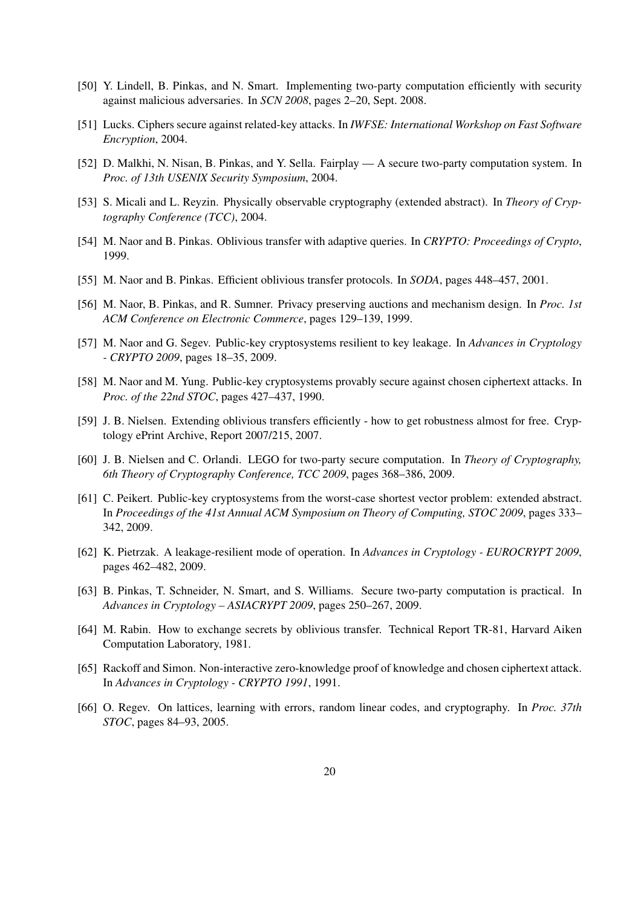[50] Y. Lindell, B. Pinkas, and N. Smart. Implementing two-party computation efficiently with security against malicious adversaries. In *SCN 2008*, pages 2–20, Sept. 2008.

[51] Lucks. Ciphers secure against related-key attacks. In *IWFSE: International Workshop on Fast Software Encryption*, 2004.

[52] D. Malkhi, N. Nisan, B. Pinkas, and Y. Sella. Fairplay — A secure two-party computation system. In *Proc. of 13th USENIX Security Symposium*, 2004.

[53] S. Micali and L. Reyzin. Physically observable cryptography (extended abstract). In *Theory of Cryptography Conference (TCC)*, 2004.

[54] M. Naor and B. Pinkas. Oblivious transfer with adaptive queries. In *CRYPTO: Proceedings of Crypto*, 1999.

[55] M. Naor and B. Pinkas. Efficient oblivious transfer protocols. In *SODA*, pages 448–457, 2001.

[56] M. Naor, B. Pinkas, and R. Sumner. Privacy preserving auctions and mechanism design. In *Proc. 1st ACM Conference on Electronic Commerce*, pages 129–139, 1999.

[57] M. Naor and G. Segev. Public-key cryptosystems resilient to key leakage. In *Advances in Cryptology - CRYPTO 2009*, pages 18–35, 2009.

[58] M. Naor and M. Yung. Public-key cryptosystems provably secure against chosen ciphertext attacks. In *Proc. of the 22nd STOC*, pages 427–437, 1990.

[59] J. B. Nielsen. Extending oblivious transfers efficiently - how to get robustness almost for free. Cryptology ePrint Archive, Report 2007/215, 2007.

[60] J. B. Nielsen and C. Orlandi. LEGO for two-party secure computation. In *Theory of Cryptography, 6th Theory of Cryptography Conference, TCC 2009*, pages 368–386, 2009.

[61] C. Peikert. Public-key cryptosystems from the worst-case shortest vector problem: extended abstract. In *Proceedings of the 41st Annual ACM Symposium on Theory of Computing, STOC 2009*, pages 333–342, 2009.

[62] K. Pietrzak. A leakage-resilient mode of operation. In *Advances in Cryptology - EUROCRYPT 2009*, pages 462–482, 2009.

[63] B. Pinkas, T. Schneider, N. Smart, and S. Williams. Secure two-party computation is practical. In *Advances in Cryptology – ASIACRYPT 2009*, pages 250–267, 2009.

[64] M. Rabin. How to exchange secrets by oblivious transfer. Technical Report TR-81, Harvard Aiken Computation Laboratory, 1981.

[65] Rackoff and Simon. Non-interactive zero-knowledge proof of knowledge and chosen ciphertext attack. In *Advances in Cryptology - CRYPTO 1991*, 1991.

[66] O. Regev. On lattices, learning with errors, random linear codes, and cryptography. In *Proc. 37th STOC*, pages 84–93, 2005.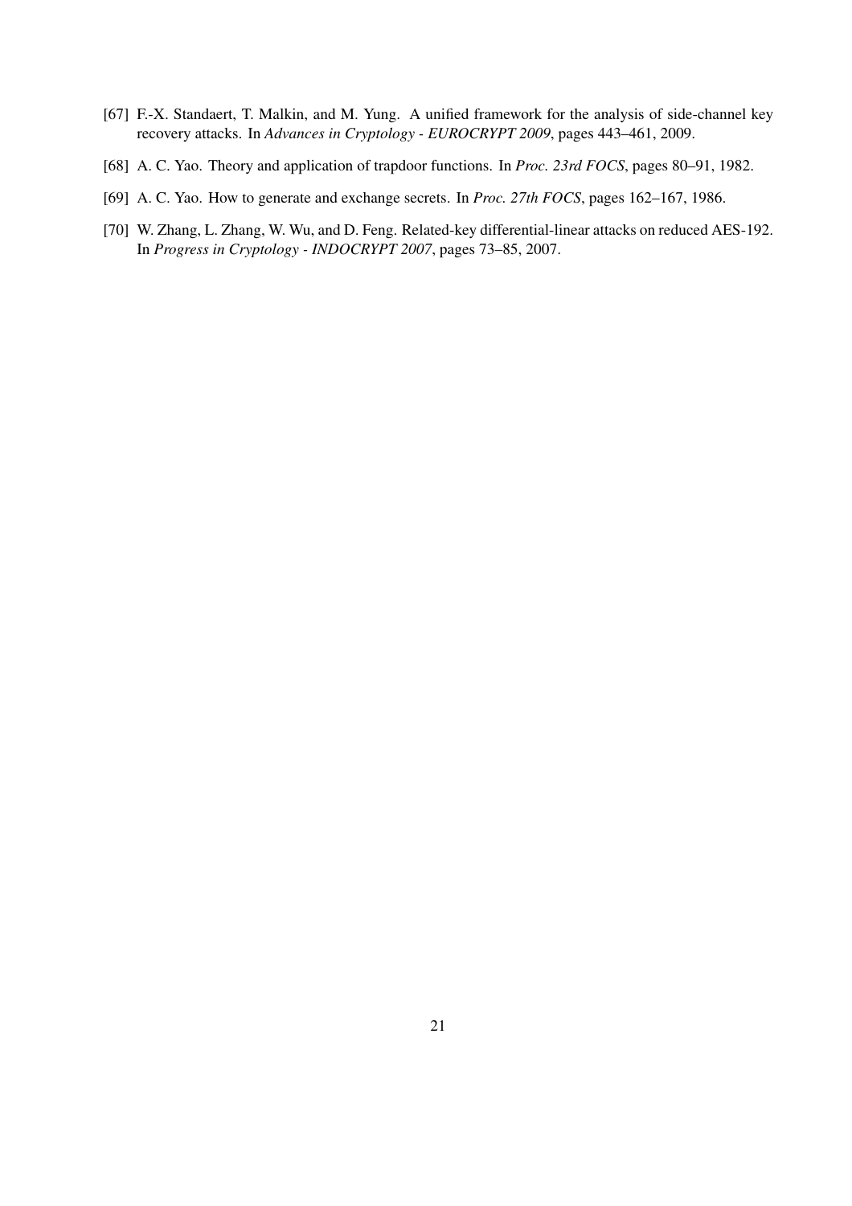[67] F.-X. Standaert, T. Malkin, and M. Yung. A unified framework for the analysis of side-channel key recovery attacks. In *Advances in Cryptology - EUROCRYPT 2009*, pages 443–461, 2009.

[68] A. C. Yao. Theory and application of trapdoor functions. In *Proc. 23rd FOCS*, pages 80–91, 1982.

[69] A. C. Yao. How to generate and exchange secrets. In *Proc. 27th FOCS*, pages 162–167, 1986.

[70] W. Zhang, L. Zhang, W. Wu, and D. Feng. Related-key differential-linear attacks on reduced AES-192. In *Progress in Cryptology - INDOCRYPT 2007*, pages 73–85, 2007.